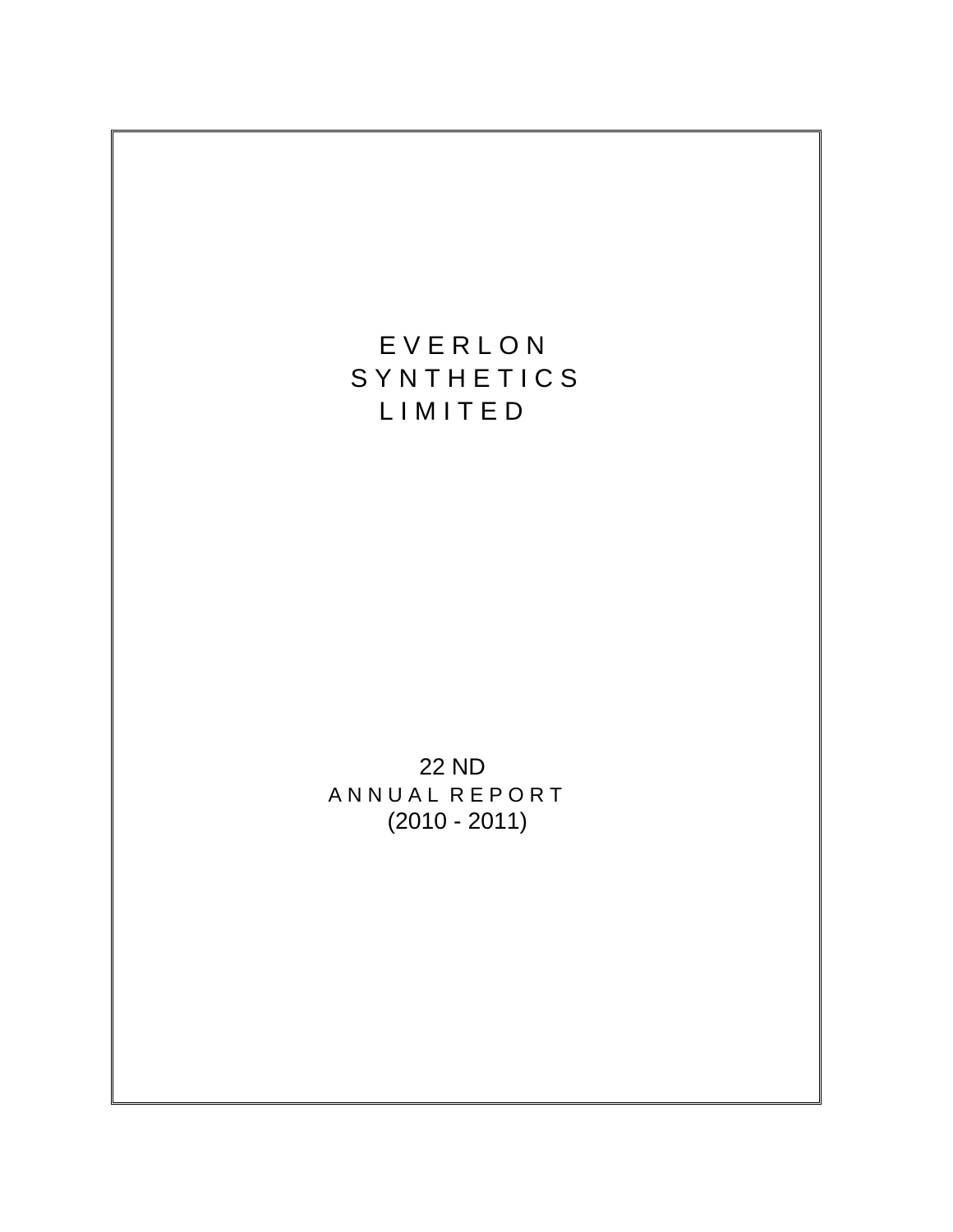# E V E R L O N
# S Y N T H E T I C S
# L I M I T E D

22 ND

A N N U A L R E P O R T

(2010 - 2011)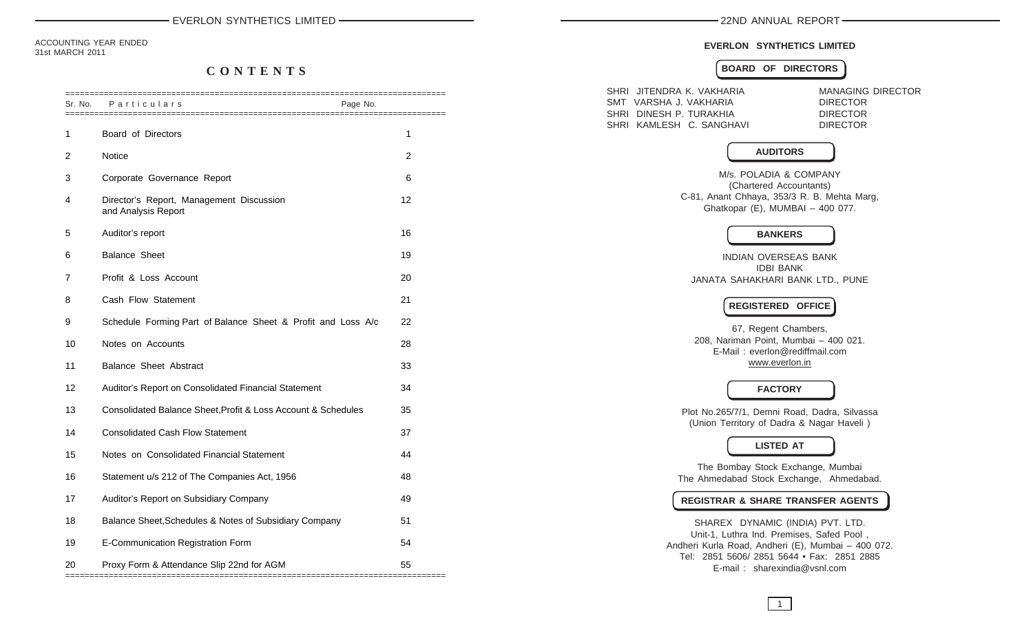ACCOUNTING YEAR ENDED
31st MARCH 2011

# CONTENTS

| Sr. No. | Particulars | Page No. |
|---|---|---|
| 1 | Board of Directors | 1 |
| 2 | Notice | 2 |
| 3 | Corporate Governance Report | 6 |
| 4 | Director's Report, Management Discussion and Analysis Report | 12 |
| 5 | Auditor's report | 16 |
| 6 | Balance Sheet | 19 |
| 7 | Profit & Loss Account | 20 |
| 8 | Cash Flow Statement | 21 |
| 9 | Schedule Forming Part of Balance Sheet & Profit and Loss A/c | 22 |
| 10 | Notes on Accounts | 28 |
| 11 | Balance Sheet Abstract | 33 |
| 12 | Auditor's Report on Consolidated Financial Statement | 34 |
| 13 | Consolidated Balance Sheet,Profit & Loss Account & Schedules | 35 |
| 14 | Consolidated Cash Flow Statement | 37 |
| 15 | Notes on Consolidated Financial Statement | 44 |
| 16 | Statement u/s 212 of The Companies Act, 1956 | 48 |
| 17 | Auditor's Report on Subsidiary Company | 49 |
| 18 | Balance Sheet,Schedules & Notes of Subsidiary Company | 51 |
| 19 | E-Communication Registration Form | 54 |
| 20 | Proxy Form & Attendance Slip 22nd for AGM | 55 |

## EVERLON SYNTHETICS LIMITED

### BOARD OF DIRECTORS

| | |
|---|---|
| SHRI JITENDRA K. VAKHARIA | MANAGING DIRECTOR |
| SMT VARSHA J. VAKHARIA | DIRECTOR |
| SHRI DINESH P. TURAKHIA | DIRECTOR |
| SHRI KAMLESH C. SANGHAVI | DIRECTOR |

### AUDITORS

M/s. POLADIA & COMPANY
(Chartered Accountants)
C-81, Anant Chhaya, 353/3 R. B. Mehta Marg,
Ghatkopar (E), MUMBAI – 400 077.

### BANKERS

INDIAN OVERSEAS BANK
IDBI BANK
JANATA SAHAKHARI BANK LTD., PUNE

### REGISTERED OFFICE

67, Regent Chambers,
208, Nariman Point, Mumbai – 400 021.
E-Mail : everlon@rediffmail.com
www.everlon.in

### FACTORY

Plot No.265/7/1, Demni Road, Dadra, Silvassa
(Union Territory of Dadra & Nagar Haveli )

### LISTED AT

The Bombay Stock Exchange, Mumbai
The Ahmedabad Stock Exchange, Ahmedabad.

### REGISTRAR & SHARE TRANSFER AGENTS

SHAREX DYNAMIC (INDIA) PVT. LTD.
Unit-1, Luthra Ind. Premises, Safed Pool ,
Andheri Kurla Road, Andheri (E), Mumbai – 400 072.
Tel: 2851 5606/ 2851 5644 • Fax: 2851 2885
E-mail : sharexindia@vsnl.com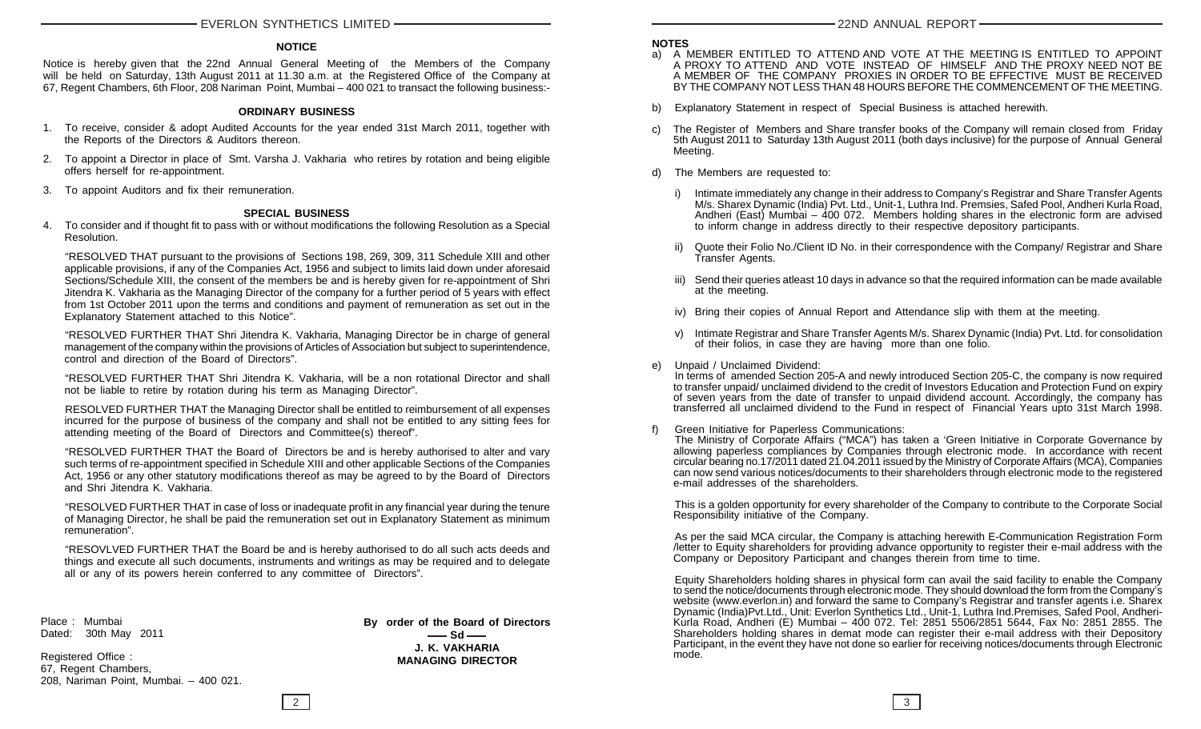## NOTICE

Notice is hereby given that the 22nd Annual General Meeting of the Members of the Company will be held on Saturday, 13th August 2011 at 11.30 a.m. at the Registered Office of the Company at 67, Regent Chambers, 6th Floor, 208 Nariman Point, Mumbai – 400 021 to transact the following business:-

### ORDINARY BUSINESS

1. To receive, consider & adopt Audited Accounts for the year ended 31st March 2011, together with the Reports of the Directors & Auditors thereon.
2. To appoint a Director in place of Smt. Varsha J. Vakharia who retires by rotation and being eligible offers herself for re-appointment.
3. To appoint Auditors and fix their remuneration.

### SPECIAL BUSINESS

4. To consider and if thought fit to pass with or without modifications the following Resolution as a Special Resolution.

   "RESOLVED THAT pursuant to the provisions of Sections 198, 269, 309, 311 Schedule XIII and other applicable provisions, if any of the Companies Act, 1956 and subject to limits laid down under aforesaid Sections/Schedule XIII, the consent of the members be and is hereby given for re-appointment of Shri Jitendra K. Vakharia as the Managing Director of the company for a further period of 5 years with effect from 1st October 2011 upon the terms and conditions and payment of remuneration as set out in the Explanatory Statement attached to this Notice".

   "RESOLVED FURTHER THAT Shri Jitendra K. Vakharia, Managing Director be in charge of general management of the company within the provisions of Articles of Association but subject to superintendence, control and direction of the Board of Directors".

   "RESOLVED FURTHER THAT Shri Jitendra K. Vakharia, will be a non rotational Director and shall not be liable to retire by rotation during his term as Managing Director".

   RESOLVED FURTHER THAT the Managing Director shall be entitled to reimbursement of all expenses incurred for the purpose of business of the company and shall not be entitled to any sitting fees for attending meeting of the Board of Directors and Committee(s) thereof".

   "RESOLVED FURTHER THAT the Board of Directors be and is hereby authorised to alter and vary such terms of re-appointment specified in Schedule XIII and other applicable Sections of the Companies Act, 1956 or any other statutory modifications thereof as may be agreed to by the Board of Directors and Shri Jitendra K. Vakharia.

   "RESOLVED FURTHER THAT in case of loss or inadequate profit in any financial year during the tenure of Managing Director, he shall be paid the remuneration set out in Explanatory Statement as minimum remuneration".

   "RESOVLVED FURTHER THAT the Board be and is hereby authorised to do all such acts deeds and things and execute all such documents, instruments and writings as may be required and to delegate all or any of its powers herein conferred to any committee of Directors".

Place : Mumbai
Dated: 30th May 2011

Registered Office :
67, Regent Chambers,
208, Nariman Point, Mumbai. – 400 021.

**By order of the Board of Directors**
**—— Sd ——**
**J. K. VAKHARIA**
**MANAGING DIRECTOR**

### NOTES

a) A MEMBER ENTITLED TO ATTEND AND VOTE AT THE MEETING IS ENTITLED TO APPOINT A PROXY TO ATTEND AND VOTE INSTEAD OF HIMSELF AND THE PROXY NEED NOT BE A MEMBER OF THE COMPANY PROXIES IN ORDER TO BE EFFECTIVE MUST BE RECEIVED BY THE COMPANY NOT LESS THAN 48 HOURS BEFORE THE COMMENCEMENT OF THE MEETING.

b) Explanatory Statement in respect of Special Business is attached herewith.

c) The Register of Members and Share transfer books of the Company will remain closed from Friday 5th August 2011 to Saturday 13th August 2011 (both days inclusive) for the purpose of Annual General Meeting.

d) The Members are requested to:

   i) Intimate immediately any change in their address to Company's Registrar and Share Transfer Agents M/s. Sharex Dynamic (India) Pvt. Ltd., Unit-1, Luthra Ind. Premsies, Safed Pool, Andheri Kurla Road, Andheri (East) Mumbai – 400 072. Members holding shares in the electronic form are advised to inform change in address directly to their respective depository participants.

   ii) Quote their Folio No./Client ID No. in their correspondence with the Company/ Registrar and Share Transfer Agents.

   iii) Send their queries atleast 10 days in advance so that the required information can be made available at the meeting.

   iv) Bring their copies of Annual Report and Attendance slip with them at the meeting.

   v) Intimate Registrar and Share Transfer Agents M/s. Sharex Dynamic (India) Pvt. Ltd. for consolidation of their folios, in case they are having more than one folio.

e) Unpaid / Unclaimed Dividend:
   In terms of amended Section 205-A and newly introduced Section 205-C, the company is now required to transfer unpaid/ unclaimed dividend to the credit of Investors Education and Protection Fund on expiry of seven years from the date of transfer to unpaid dividend account. Accordingly, the company has transferred all unclaimed dividend to the Fund in respect of Financial Years upto 31st March 1998.

f) Green Initiative for Paperless Communications:
   The Ministry of Corporate Affairs ("MCA") has taken a 'Green Initiative in Corporate Governance by allowing paperless compliances by Companies through electronic mode. In accordance with recent circular bearing no.17/2011 dated 21.04.2011 issued by the Ministry of Corporate Affairs (MCA), Companies can now send various notices/documents to their shareholders through electronic mode to the registered e-mail addresses of the shareholders.

   This is a golden opportunity for every shareholder of the Company to contribute to the Corporate Social Responsibility initiative of the Company.

   As per the said MCA circular, the Company is attaching herewith E-Communication Registration Form /letter to Equity shareholders for providing advance opportunity to register their e-mail address with the Company or Depository Participant and changes therein from time to time.

   Equity Shareholders holding shares in physical form can avail the said facility to enable the Company to send the notice/documents through electronic mode. They should download the form from the Company's website (www.everlon.in) and forward the same to Company's Registrar and transfer agents i.e. Sharex Dynamic (India)Pvt.Ltd., Unit: Everlon Synthetics Ltd., Unit-1, Luthra Ind.Premises, Safed Pool, Andheri-Kurla Road, Andheri (E) Mumbai – 400 072. Tel: 2851 5506/2851 5644, Fax No: 2851 2855. The Shareholders holding shares in demat mode can register their e-mail address with their Depository Participant, in the event they have not done so earlier for receiving notices/documents through Electronic mode.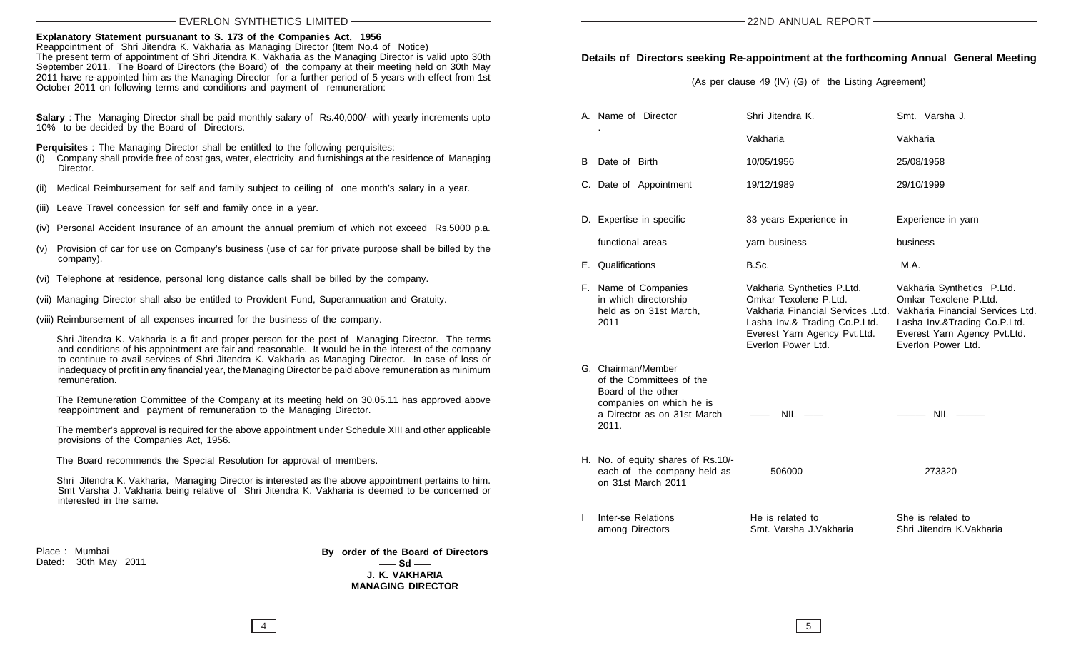## Explanatory Statement pursuanant to S. 173 of the Companies Act, 1956

Reappointment of Shri Jitendra K. Vakharia as Managing Director (Item No.4 of Notice)

The present term of appointment of Shri Jitendra K. Vakharia as the Managing Director is valid upto 30th September 2011. The Board of Directors (the Board) of the company at their meeting held on 30th May 2011 have re-appointed him as the Managing Director for a further period of 5 years with effect from 1st October 2011 on following terms and conditions and payment of remuneration:

**Salary** : The Managing Director shall be paid monthly salary of Rs.40,000/- with yearly increments upto 10% to be decided by the Board of Directors.

**Perquisites** : The Managing Director shall be entitled to the following perquisites:

(i) Company shall provide free of cost gas, water, electricity and furnishings at the residence of Managing Director.

(ii) Medical Reimbursement for self and family subject to ceiling of one month's salary in a year.

(iii) Leave Travel concession for self and family once in a year.

(iv) Personal Accident Insurance of an amount the annual premium of which not exceed Rs.5000 p.a.

(v) Provision of car for use on Company's business (use of car for private purpose shall be billed by the company).

(vi) Telephone at residence, personal long distance calls shall be billed by the company.

(vii) Managing Director shall also be entitled to Provident Fund, Superannuation and Gratuity.

(viii) Reimbursement of all expenses incurred for the business of the company.

Shri Jitendra K. Vakharia is a fit and proper person for the post of Managing Director. The terms and conditions of his appointment are fair and reasonable. It would be in the interest of the company to continue to avail services of Shri Jitendra K. Vakharia as Managing Director. In case of loss or inadequacy of profit in any financial year, the Managing Director be paid above remuneration as minimum remuneration.

The Remuneration Committee of the Company at its meeting held on 30.05.11 has approved above reappointment and payment of remuneration to the Managing Director.

The member's approval is required for the above appointment under Schedule XIII and other applicable provisions of the Companies Act, 1956.

The Board recommends the Special Resolution for approval of members.

Shri Jitendra K. Vakharia, Managing Director is interested as the above appointment pertains to him. Smt Varsha J. Vakharia being relative of Shri Jitendra K. Vakharia is deemed to be concerned or interested in the same.

Place : Mumbai
Dated: 30th May 2011

**By order of the Board of Directors**
**—— Sd ——**
**J. K. VAKHARIA**
**MANAGING DIRECTOR**

## Details of Directors seeking Re-appointment at the forthcoming Annual General Meeting

(As per clause 49 (IV) (G) of the Listing Agreement)

| | | | |
|---|---|---|---|
| A. | Name of Director | Shri Jitendra K. Vakharia | Smt. Varsha J. Vakharia |
| B | Date of Birth | 10/05/1956 | 25/08/1958 |
| C. | Date of Appointment | 19/12/1989 | 29/10/1999 |
| D. | Expertise in specific functional areas | 33 years Experience in yarn business | Experience in yarn business |
| E. | Qualifications | B.Sc. | M.A. |
| F. | Name of Companies in which directorship held as on 31st March, 2011 | Vakharia Synthetics P.Ltd.<br>Omkar Texolene P.Ltd.<br>Vakharia Financial Services .Ltd.<br>Lasha Inv.& Trading Co.P.Ltd.<br>Everest Yarn Agency Pvt.Ltd.<br>Everlon Power Ltd. | Vakharia Synthetics P.Ltd.<br>Omkar Texolene P.Ltd.<br>Vakharia Financial Services Ltd.<br>Lasha Inv.&Trading Co.P.Ltd.<br>Everest Yarn Agency Pvt.Ltd.<br>Everlon Power Ltd. |
| G. | Chairman/Member of the Committees of the Board of the other companies on which he is a Director as on 31st March 2011. | —— NIL —— | —— NIL —— |
| H. | No. of equity shares of Rs.10/- each of the company held as on 31st March 2011 | 506000 | 273320 |
| I | Inter-se Relations among Directors | He is related to Smt. Varsha J.Vakharia | She is related to Shri Jitendra K.Vakharia |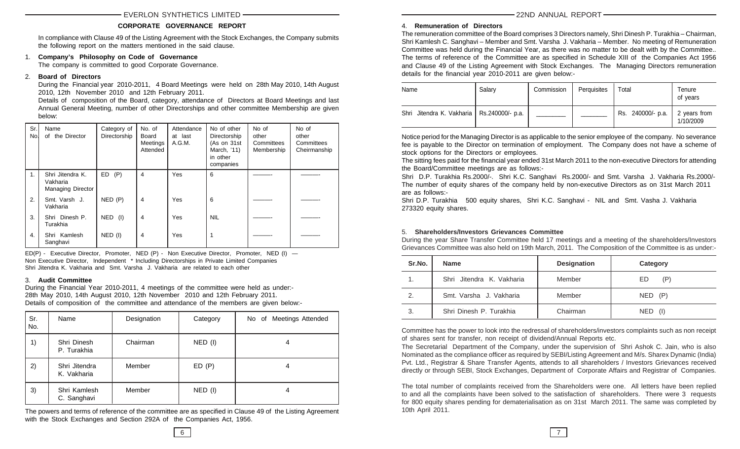## CORPORATE GOVERNANCE REPORT

In compliance with Clause 49 of the Listing Agreement with the Stock Exchanges, the Company submits the following report on the matters mentioned in the said clause.

1. **Company's Philosophy on Code of Governance**

   The company is committed to good Corporate Governance.

2. **Board of Directors**

   During the Financial year 2010-2011, 4 Board Meetings were held on 28th May 2010, 14th August 2010, 12th November 2010 and 12th February 2011.

   Details of composition of the Board, category, attendance of Directors at Board Meetings and last Annual General Meeting, number of other Directorships and other committee Membership are given below:

| Sr. No. | Name of the Director | Category of Directorship | No. of Board Meetings Attended | Attendance at last A.G.M. | No of other Directorship (As on 31st March, '11) in other companies | No of other Committees Membership | No of other Committees Cheirmanship |
|---|---|---|---|---|---|---|---|
| 1. | Shri Jitendra K. Vakharia Managing Director | ED (P) | 4 | Yes | 6 | ——— | ——— |
| 2. | Smt. Varsh J. Vakharia | NED (P) | 4 | Yes | 6 | ——— | ——— |
| 3. | Shri Dinesh P. Turakhia | NED (I) | 4 | Yes | NIL | ——— | ——— |
| 4. | Shri Kamlesh Sanghavi | NED (I) | 4 | Yes | 1 | ——— | ——— |

ED(P) - Executive Director, Promoter, NED (P) - Non Executive Director, Promoter, NED (I) — Non Executive Director, Independent * Including Directorships in Private Limited Companies
Shri Jitendra K. Vakharia and Smt. Varsha J. Vakharia are related to each other

3. **Audit Committee**

During the Financial Year 2010-2011, 4 meetings of the committee were held as under:-
28th May 2010, 14th August 2010, 12th November 2010 and 12th February 2011.
Details of composition of the committee and attendance of the members are given below:-

| Sr. No. | Name | Designation | Category | No of Meetings Attended |
|---|---|---|---|---|
| 1) | Shri Dinesh P. Turakhia | Chairman | NED (I) | 4 |
| 2) | Shri Jitendra K. Vakharia | Member | ED (P) | 4 |
| 3) | Shri Kamlesh C. Sanghavi | Member | NED (I) | 4 |

The powers and terms of reference of the committee are as specified in Clause 49 of the Listing Agreement with the Stock Exchanges and Section 292A of the Companies Act, 1956.

4. **Remuneration of Directors**

The remuneration committee of the Board comprises 3 Directors namely, Shri Dinesh P. Turakhia – Chairman, Shri Kamlesh C. Sanghavi – Member and Smt. Varsha J. Vakharia – Member. No meeting of Remuneration Committee was held during the Financial Year, as there was no matter to be dealt with by the Committee.. The terms of reference of the Committee are as specified in Schedule XIII of the Companies Act 1956 and Clause 49 of the Listing Agreement with Stock Exchanges. The Managing Directors remuneration details for the financial year 2010-2011 are given below:-

| Name | Salary | Commission | Perquisites | Total | Tenure of years |
|---|---|---|---|---|---|
| Shri Jitendra K. Vakharia | Rs.240000/- p.a. | ________ | ________ | Rs. 240000/- p.a. | 2 years from 1/10/2009 |

Notice period for the Managing Director is as applicable to the senior employee of the company. No severance fee is payable to the Director on termination of employment. The Company does not have a scheme of stock options for the Directors or employees.

The sitting fees paid for the financial year ended 31st March 2011 to the non-executive Directors for attending the Board/Committee meetings are as follows:-

Shri D.P. Turakhia Rs.2000/-. Shri K.C. Sanghavi Rs.2000/- and Smt. Varsha J. Vakharia Rs.2000/-

The number of equity shares of the company held by non-executive Directors as on 31st March 2011 are as follows:-

Shri D.P. Turakhia 500 equity shares, Shri K.C. Sanghavi - NIL and Smt. Vasha J. Vakharia 273320 equity shares.

5. **Shareholders/Investors Grievances Committee**

During the year Share Transfer Committee held 17 meetings and a meeting of the shareholders/Investors Grievances Committee was also held on 19th March, 2011. The Composition of the Committee is as under:-

| Sr.No. | Name | Designation | Category |
|---|---|---|---|
| 1. | Shri Jitendra K. Vakharia | Member | ED (P) |
| 2. | Smt. Varsha J. Vakharia | Member | NED (P) |
| 3. | Shri Dinesh P. Turakhia | Chairman | NED (I) |

Committee has the power to look into the redressal of shareholders/investors complaints such as non receipt of shares sent for transfer, non receipt of dividend/Annual Reports etc.

The Secretarial Department of the Company, under the supervision of Shri Ashok C. Jain, who is also Nominated as the compliance officer as required by SEBI/Listing Agreement and M/s. Sharex Dynamic (India) Pvt. Ltd., Registrar & Share Transfer Agents, attends to all shareholders / Investors Grievances received directly or through SEBI, Stock Exchanges, Department of Corporate Affairs and Registrar of Companies.

The total number of complaints received from the Shareholders were one. All letters have been replied to and all the complaints have been solved to the satisfaction of shareholders. There were 3 requests for 800 equity shares pending for dematerialisation as on 31st March 2011. The same was completed by 10th April 2011.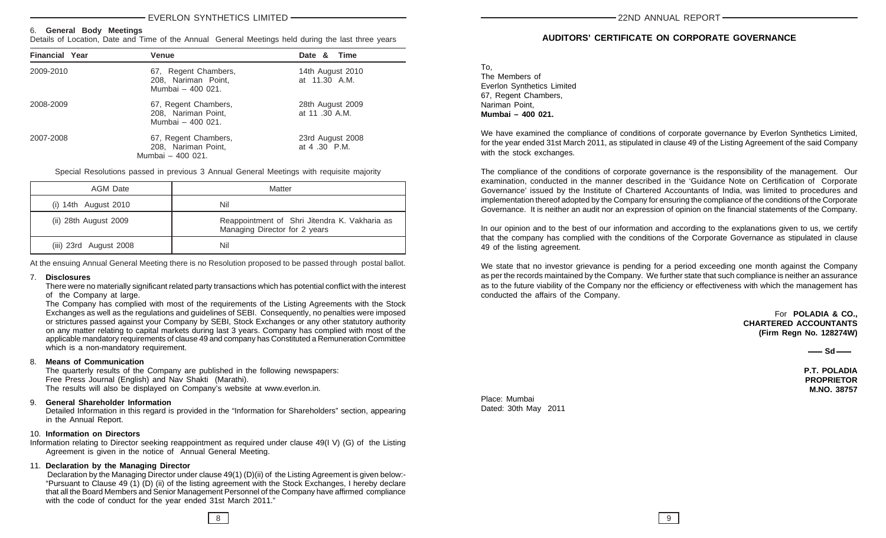### 6. General Body Meetings

Details of Location, Date and Time of the Annual General Meetings held during the last three years

| Financial Year | Venue | Date & Time |
|---|---|---|
| 2009-2010 | 67, Regent Chambers, 208, Nariman Point, Mumbai – 400 021. | 14th August 2010 at 11.30 A.M. |
| 2008-2009 | 67, Regent Chambers, 208, Nariman Point, Mumbai – 400 021. | 28th August 2009 at 11 .30 A.M. |
| 2007-2008 | 67, Regent Chambers, 208, Nariman Point, Mumbai – 400 021. | 23rd August 2008 at 4 .30 P.M. |

Special Resolutions passed in previous 3 Annual General Meetings with requisite majority

| AGM Date | Matter |
|---|---|
| (i) 14th August 2010 | Nil |
| (ii) 28th August 2009 | Reappointment of Shri Jitendra K. Vakharia as Managing Director for 2 years |
| (iii) 23rd August 2008 | Nil |

At the ensuing Annual General Meeting there is no Resolution proposed to be passed through postal ballot.

### 7. Disclosures

There were no materially significant related party transactions which has potential conflict with the interest of the Company at large.

The Company has complied with most of the requirements of the Listing Agreements with the Stock Exchanges as well as the regulations and guidelines of SEBI. Consequently, no penalties were imposed or strictures passed against your Company by SEBI, Stock Exchanges or any other statutory authority on any matter relating to capital markets during last 3 years. Company has complied with most of the applicable mandatory requirements of clause 49 and company has Constituted a Remuneration Committee which is a non-mandatory requirement.

### 8. Means of Communication

The quarterly results of the Company are published in the following newspapers:
Free Press Journal (English) and Nav Shakti (Marathi).
The results will also be displayed on Company's website at www.everlon.in.

### 9. General Shareholder Information

Detailed Information in this regard is provided in the "Information for Shareholders" section, appearing in the Annual Report.

### 10. Information on Directors

Information relating to Director seeking reappointment as required under clause 49(I V) (G) of the Listing Agreement is given in the notice of Annual General Meeting.

### 11. Declaration by the Managing Director

Declaration by the Managing Director under clause 49(1) (D)(ii) of the Listing Agreement is given below:- "Pursuant to Clause 49 (1) (D) (ii) of the listing agreement with the Stock Exchanges, I hereby declare that all the Board Members and Senior Management Personnel of the Company have affirmed compliance with the code of conduct for the year ended 31st March 2011."

## AUDITORS' CERTIFICATE ON CORPORATE GOVERNANCE

To,
The Members of
Everlon Synthetics Limited
67, Regent Chambers,
Nariman Point,
**Mumbai – 400 021.**

We have examined the compliance of conditions of corporate governance by Everlon Synthetics Limited, for the year ended 31st March 2011, as stipulated in clause 49 of the Listing Agreement of the said Company with the stock exchanges.

The compliance of the conditions of corporate governance is the responsibility of the management. Our examination, conducted in the manner described in the 'Guidance Note on Certification of Corporate Governance' issued by the Institute of Chartered Accountants of India, was limited to procedures and implementation thereof adopted by the Company for ensuring the compliance of the conditions of the Corporate Governance. It is neither an audit nor an expression of opinion on the financial statements of the Company.

In our opinion and to the best of our information and according to the explanations given to us, we certify that the company has complied with the conditions of the Corporate Governance as stipulated in clause 49 of the listing agreement.

We state that no investor grievance is pending for a period exceeding one month against the Company as per the records maintained by the Company. We further state that such compliance is neither an assurance as to the future viability of the Company nor the efficiency or effectiveness with which the management has conducted the affairs of the Company.

For **POLADIA & CO.,**
**CHARTERED ACCOUNTANTS**
**(Firm Regn No. 128274W)**

**—— Sd ——**

**P.T. POLADIA**
**PROPRIETOR**
**M.NO. 38757**

Place: Mumbai
Dated: 30th May 2011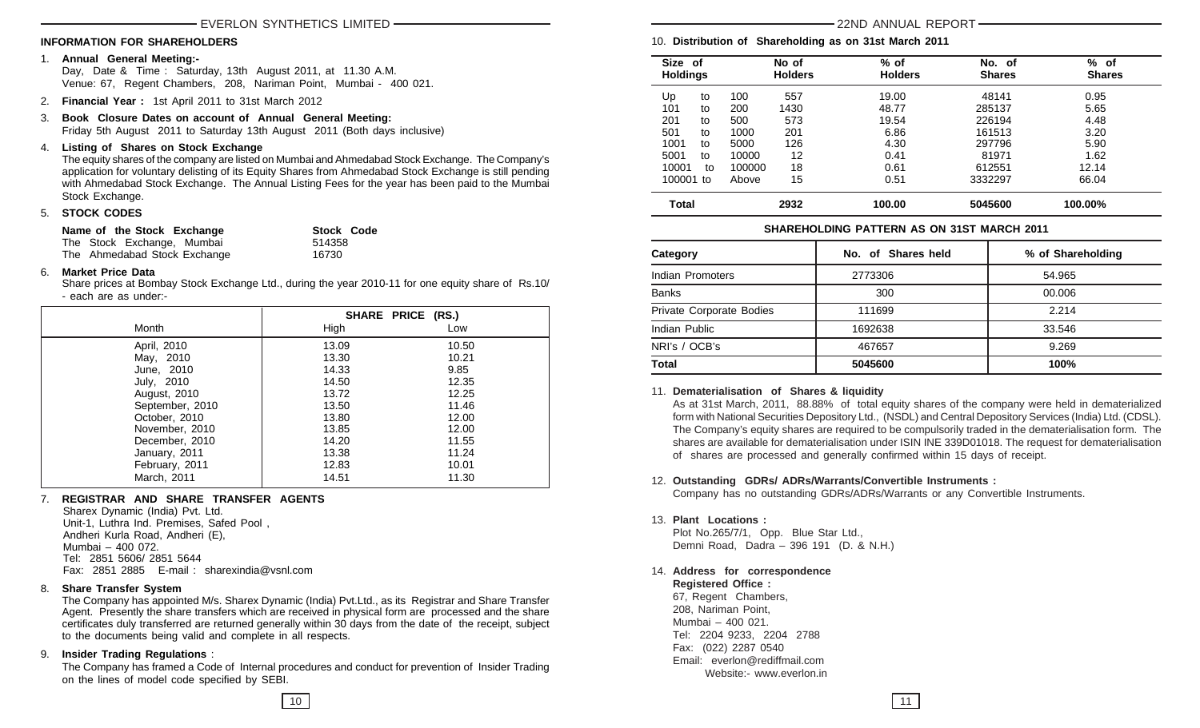## INFORMATION FOR SHAREHOLDERS

1. **Annual General Meeting:-**
   Day, Date & Time : Saturday, 13th August 2011, at 11.30 A.M.
   Venue: 67, Regent Chambers, 208, Nariman Point, Mumbai - 400 021.

2. **Financial Year :** 1st April 2011 to 31st March 2012

3. **Book Closure Dates on account of Annual General Meeting:**
   Friday 5th August 2011 to Saturday 13th August 2011 (Both days inclusive)

4. **Listing of Shares on Stock Exchange**
   The equity shares of the company are listed on Mumbai and Ahmedabad Stock Exchange. The Company's application for voluntary delisting of its Equity Shares from Ahmedabad Stock Exchange is still pending with Ahmedabad Stock Exchange. The Annual Listing Fees for the year has been paid to the Mumbai Stock Exchange.

5. **STOCK CODES**

| Name of the Stock Exchange | Stock Code |
|---|---|
| The Stock Exchange, Mumbai | 514358 |
| The Ahmedabad Stock Exchange | 16730 |

6. **Market Price Data**
   Share prices at Bombay Stock Exchange Ltd., during the year 2010-11 for one equity share of Rs.10/- each are as under:-

| Month | SHARE PRICE (RS.) High | Low |
|---|---|---|
| April, 2010 | 13.09 | 10.50 |
| May, 2010 | 13.30 | 10.21 |
| June, 2010 | 14.33 | 9.85 |
| July, 2010 | 14.50 | 12.35 |
| August, 2010 | 13.72 | 12.25 |
| September, 2010 | 13.50 | 11.46 |
| October, 2010 | 13.80 | 12.00 |
| November, 2010 | 13.85 | 12.00 |
| December, 2010 | 14.20 | 11.55 |
| January, 2011 | 13.38 | 11.24 |
| February, 2011 | 12.83 | 10.01 |
| March, 2011 | 14.51 | 11.30 |

7. **REGISTRAR AND SHARE TRANSFER AGENTS**
   Sharex Dynamic (India) Pvt. Ltd.
   Unit-1, Luthra Ind. Premises, Safed Pool ,
   Andheri Kurla Road, Andheri (E),
   Mumbai – 400 072.
   Tel: 2851 5606/ 2851 5644
   Fax: 2851 2885 E-mail : sharexindia@vsnl.com

8. **Share Transfer System**
   The Company has appointed M/s. Sharex Dynamic (India) Pvt.Ltd., as its Registrar and Share Transfer Agent. Presently the share transfers which are received in physical form are processed and the share certificates duly transferred are returned generally within 30 days from the date of the receipt, subject to the documents being valid and complete in all respects.

9. **Insider Trading Regulations** :
   The Company has framed a Code of Internal procedures and conduct for prevention of Insider Trading on the lines of model code specified by SEBI.

10. **Distribution of Shareholding as on 31st March 2011**

| Size of Holdings | No of Holders | % of Holders | No. of Shares | % of Shares |
|---|---|---|---|---|
| Up to 100 | 557 | 19.00 | 48141 | 0.95 |
| 101 to 200 | 1430 | 48.77 | 285137 | 5.65 |
| 201 to 500 | 573 | 19.54 | 226194 | 4.48 |
| 501 to 1000 | 201 | 6.86 | 161513 | 3.20 |
| 1001 to 5000 | 126 | 4.30 | 297796 | 5.90 |
| 5001 to 10000 | 12 | 0.41 | 81971 | 1.62 |
| 10001 to 100000 | 18 | 0.61 | 612551 | 12.14 |
| 100001 to Above | 15 | 0.51 | 3332297 | 66.04 |
| **Total** | **2932** | **100.00** | **5045600** | **100.00%** |

**SHAREHOLDING PATTERN AS ON 31ST MARCH 2011**

| Category | No. of Shares held | % of Shareholding |
|---|---|---|
| Indian Promoters | 2773306 | 54.965 |
| Banks | 300 | 00.006 |
| Private Corporate Bodies | 111699 | 2.214 |
| Indian Public | 1692638 | 33.546 |
| NRI's / OCB's | 467657 | 9.269 |
| **Total** | **5045600** | **100%** |

11. **Dematerialisation of Shares & liquidity**
    As at 31st March, 2011, 88.88% of total equity shares of the company were held in dematerialized form with National Securities Depository Ltd., (NSDL) and Central Depository Services (India) Ltd. (CDSL). The Company's equity shares are required to be compulsorily traded in the dematerialisation form. The shares are available for dematerialisation under ISIN INE 339D01018. The request for dematerialisation of shares are processed and generally confirmed within 15 days of receipt.

12. **Outstanding GDRs/ ADRs/Warrants/Convertible Instruments :**
    Company has no outstanding GDRs/ADRs/Warrants or any Convertible Instruments.

13. **Plant Locations :**
    Plot No.265/7/1, Opp. Blue Star Ltd.,
    Demni Road, Dadra – 396 191 (D. & N.H.)

14. **Address for correspondence**
    **Registered Office :**
    67, Regent Chambers,
    208, Nariman Point,
    Mumbai – 400 021.
    Tel: 2204 9233, 2204 2788
    Fax: (022) 2287 0540
    Email: everlon@rediffmail.com
    Website:- www.everlon.in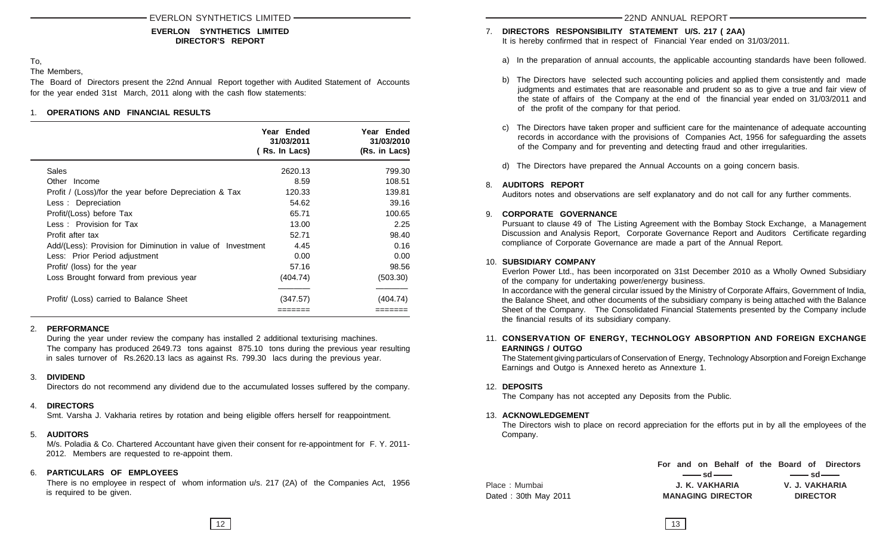# EVERLON SYNTHETICS LIMITED
## DIRECTOR'S REPORT

To,

The Members,

The Board of Directors present the 22nd Annual Report together with Audited Statement of Accounts for the year ended 31st March, 2011 along with the cash flow statements:

### 1. OPERATIONS AND FINANCIAL RESULTS

| | Year Ended 31/03/2011 ( Rs. In Lacs) | Year Ended 31/03/2010 (Rs. in Lacs) |
|---|---|---|
| Sales | 2620.13 | 799.30 |
| Other Income | 8.59 | 108.51 |
| Profit / (Loss)/for the year before Depreciation & Tax | 120.33 | 139.81 |
| Less : Depreciation | 54.62 | 39.16 |
| Profit/(Loss) before Tax | 65.71 | 100.65 |
| Less : Provision for Tax | 13.00 | 2.25 |
| Profit after tax | 52.71 | 98.40 |
| Add/(Less): Provision for Diminution in value of Investment | 4.45 | 0.16 |
| Less: Prior Period adjustment | 0.00 | 0.00 |
| Profit/ (loss) for the year | 57.16 | 98.56 |
| Loss Brought forward from previous year | (404.74) | (503.30) |
| Profit/ (Loss) carried to Balance Sheet | (347.57) | (404.74) |

### 2. PERFORMANCE

During the year under review the company has installed 2 additional texturising machines. The company has produced 2649.73 tons against 875.10 tons during the previous year resulting in sales turnover of Rs.2620.13 lacs as against Rs. 799.30 lacs during the previous year.

### 3. DIVIDEND

Directors do not recommend any dividend due to the accumulated losses suffered by the company.

### 4. DIRECTORS

Smt. Varsha J. Vakharia retires by rotation and being eligible offers herself for reappointment.

### 5. AUDITORS

M/s. Poladia & Co. Chartered Accountant have given their consent for re-appointment for F. Y. 2011-2012. Members are requested to re-appoint them.

### 6. PARTICULARS OF EMPLOYEES

There is no employee in respect of whom information u/s. 217 (2A) of the Companies Act, 1956 is required to be given.

### 7. DIRECTORS RESPONSIBILITY STATEMENT U/S. 217 ( 2AA)

It is hereby confirmed that in respect of Financial Year ended on 31/03/2011.

a) In the preparation of annual accounts, the applicable accounting standards have been followed.

b) The Directors have selected such accounting policies and applied them consistently and made judgments and estimates that are reasonable and prudent so as to give a true and fair view of the state of affairs of the Company at the end of the financial year ended on 31/03/2011 and of the profit of the company for that period.

c) The Directors have taken proper and sufficient care for the maintenance of adequate accounting records in accordance with the provisions of Companies Act, 1956 for safeguarding the assets of the Company and for preventing and detecting fraud and other irregularities.

d) The Directors have prepared the Annual Accounts on a going concern basis.

### 8. AUDITORS REPORT

Auditors notes and observations are self explanatory and do not call for any further comments.

### 9. CORPORATE GOVERNANCE

Pursuant to clause 49 of The Listing Agreement with the Bombay Stock Exchange, a Management Discussion and Analysis Report, Corporate Governance Report and Auditors Certificate regarding compliance of Corporate Governance are made a part of the Annual Report.

### 10. SUBSIDIARY COMPANY

Everlon Power Ltd., has been incorporated on 31st December 2010 as a Wholly Owned Subsidiary of the company for undertaking power/energy business.

In accordance with the general circular issued by the Ministry of Corporate Affairs, Government of India, the Balance Sheet, and other documents of the subsidiary company is being attached with the Balance Sheet of the Company. The Consolidated Financial Statements presented by the Company include the financial results of its subsidiary company.

### 11. CONSERVATION OF ENERGY, TECHNOLOGY ABSORPTION AND FOREIGN EXCHANGE EARNINGS / OUTGO

The Statement giving particulars of Conservation of Energy, Technology Absorption and Foreign Exchange Earnings and Outgo is Annexed hereto as Annexture 1.

### 12. DEPOSITS

The Company has not accepted any Deposits from the Public.

### 13. ACKNOWLEDGEMENT

The Directors wish to place on record appreciation for the efforts put in by all the employees of the Company.

For and on Behalf of the Board of Directors

| | —— sd —— | —— sd —— |
|---|---|---|
| Place : Mumbai | **J. K. VAKHARIA** | **V. J. VAKHARIA** |
| Dated : 30th May 2011 | **MANAGING DIRECTOR** | **DIRECTOR** |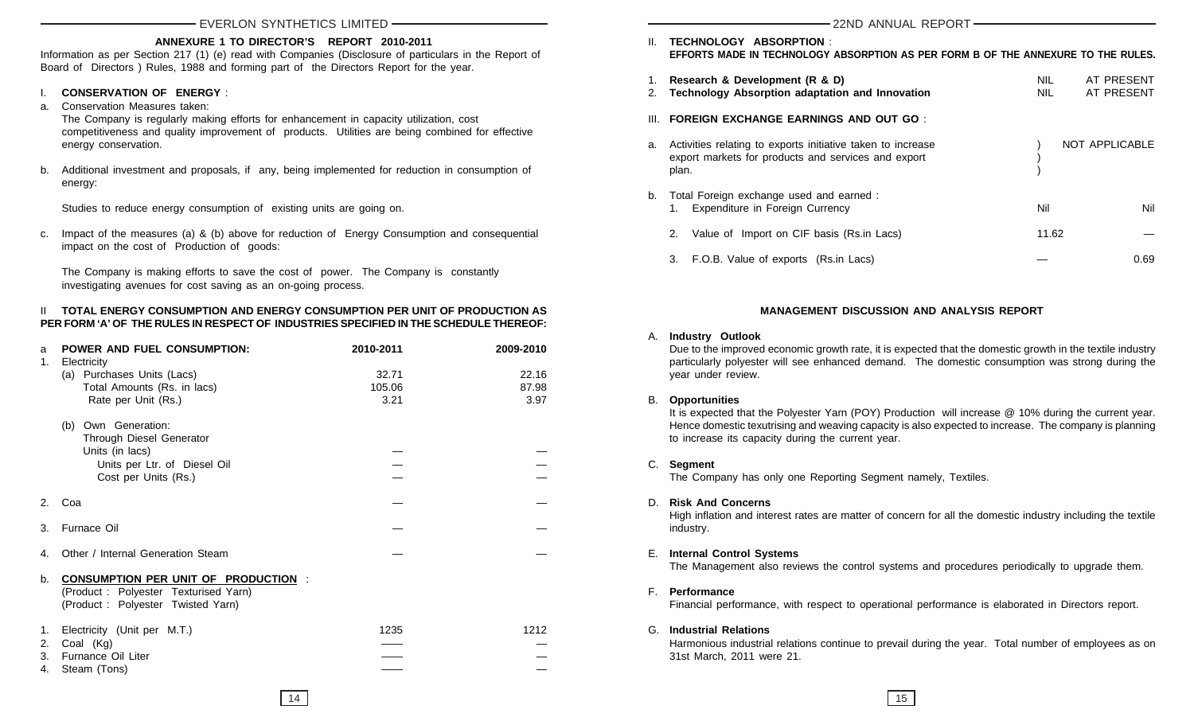## ANNEXURE 1 TO DIRECTOR'S REPORT 2010-2011

Information as per Section 217 (1) (e) read with Companies (Disclosure of particulars in the Report of Board of Directors ) Rules, 1988 and forming part of the Directors Report for the year.

### I. CONSERVATION OF ENERGY :

a. Conservation Measures taken:

The Company is regularly making efforts for enhancement in capacity utilization, cost competitiveness and quality improvement of products. Utilities are being combined for effective energy conservation.

b. Additional investment and proposals, if any, being implemented for reduction in consumption of energy:

Studies to reduce energy consumption of existing units are going on.

c. Impact of the measures (a) & (b) above for reduction of Energy Consumption and consequential impact on the cost of Production of goods:

The Company is making efforts to save the cost of power. The Company is constantly investigating avenues for cost saving as an on-going process.

### II TOTAL ENERGY CONSUMPTION AND ENERGY CONSUMPTION PER UNIT OF PRODUCTION AS PER FORM 'A' OF THE RULES IN RESPECT OF INDUSTRIES SPECIFIED IN THE SCHEDULE THEREOF:

| | | 2010-2011 | 2009-2010 |
|---|---|---|---|
| a | **POWER AND FUEL CONSUMPTION:** | | |
| 1. | Electricity | | |
| | (a) Purchases Units (Lacs) | 32.71 | 22.16 |
| | Total Amounts (Rs. in lacs) | 105.06 | 87.98 |
| | Rate per Unit (Rs.) | 3.21 | 3.97 |
| | (b) Own Generation: | | |
| | Through Diesel Generator | | |
| | Units (in lacs) | — | — |
| | Units per Ltr. of Diesel Oil | — | — |
| | Cost per Units (Rs.) | — | — |
| 2. | Coa | — | — |
| 3. | Furnace Oil | — | — |
| 4. | Other / Internal Generation Steam | — | — |
| b. | **CONSUMPTION PER UNIT OF PRODUCTION** : | | |
| | (Product : Polyester Texturised Yarn) | | |
| | (Product : Polyester Twisted Yarn) | | |
| 1. | Electricity (Unit per M.T.) | 1235 | 1212 |
| 2. | Coal (Kg) | —— | — |
| 3. | Furnance Oil Liter | —— | — |
| 4. | Steam (Tons) | —— | — |

### II. TECHNOLOGY ABSORPTION :

**EFFORTS MADE IN TECHNOLOGY ABSORPTION AS PER FORM B OF THE ANNEXURE TO THE RULES.**

| | | | |
|---|---|---|---|
| 1. | **Research & Development (R & D)** | NIL | AT PRESENT |
| 2. | **Technology Absorption adaptation and Innovation** | NIL | AT PRESENT |

### III. FOREIGN EXCHANGE EARNINGS AND OUT GO :

| | | | |
|---|---|---|---|
| a. | Activities relating to exports initiative taken to increase export markets for products and services and export plan. | | NOT APPLICABLE |
| b. | Total Foreign exchange used and earned : | | |
| | 1. Expenditure in Foreign Currency | Nil | Nil |
| | 2. Value of Import on CIF basis (Rs.in Lacs) | 11.62 | — |
| | 3. F.O.B. Value of exports (Rs.in Lacs) | — | 0.69 |

## MANAGEMENT DISCUSSION AND ANALYSIS REPORT

**A. Industry Outlook**

Due to the improved economic growth rate, it is expected that the domestic growth in the textile industry particularly polyester will see enhanced demand. The domestic consumption was strong during the year under review.

**B. Opportunities**

It is expected that the Polyester Yarn (POY) Production will increase @ 10% during the current year. Hence domestic texutrising and weaving capacity is also expected to increase. The company is planning to increase its capacity during the current year.

**C. Segment**

The Company has only one Reporting Segment namely, Textiles.

**D. Risk And Concerns**

High inflation and interest rates are matter of concern for all the domestic industry including the textile industry.

**E. Internal Control Systems**

The Management also reviews the control systems and procedures periodically to upgrade them.

**F. Performance**

Financial performance, with respect to operational performance is elaborated in Directors report.

**G. Industrial Relations**

Harmonious industrial relations continue to prevail during the year. Total number of employees as on 31st March, 2011 were 21.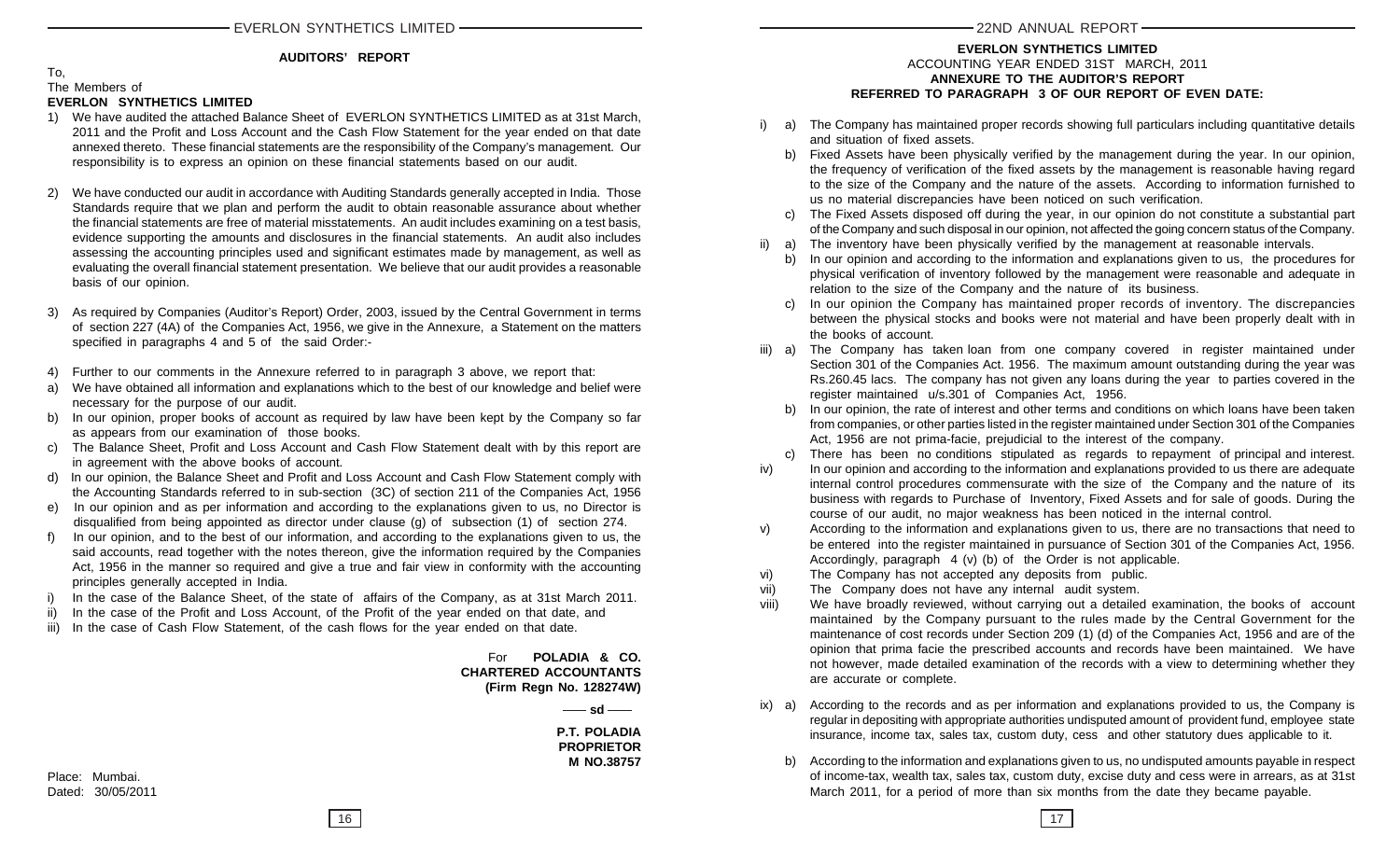## AUDITORS' REPORT

To,
The Members of
**EVERLON SYNTHETICS LIMITED**

1) We have audited the attached Balance Sheet of EVERLON SYNTHETICS LIMITED as at 31st March, 2011 and the Profit and Loss Account and the Cash Flow Statement for the year ended on that date annexed thereto. These financial statements are the responsibility of the Company's management. Our responsibility is to express an opinion on these financial statements based on our audit.

2) We have conducted our audit in accordance with Auditing Standards generally accepted in India. Those Standards require that we plan and perform the audit to obtain reasonable assurance about whether the financial statements are free of material misstatements. An audit includes examining on a test basis, evidence supporting the amounts and disclosures in the financial statements. An audit also includes assessing the accounting principles used and significant estimates made by management, as well as evaluating the overall financial statement presentation. We believe that our audit provides a reasonable basis of our opinion.

3) As required by Companies (Auditor's Report) Order, 2003, issued by the Central Government in terms of section 227 (4A) of the Companies Act, 1956, we give in the Annexure, a Statement on the matters specified in paragraphs 4 and 5 of the said Order:-

4) Further to our comments in the Annexure referred to in paragraph 3 above, we report that:

a) We have obtained all information and explanations which to the best of our knowledge and belief were necessary for the purpose of our audit.
b) In our opinion, proper books of account as required by law have been kept by the Company so far as appears from our examination of those books.
c) The Balance Sheet, Profit and Loss Account and Cash Flow Statement dealt with by this report are in agreement with the above books of account.
d) In our opinion, the Balance Sheet and Profit and Loss Account and Cash Flow Statement comply with the Accounting Standards referred to in sub-section (3C) of section 211 of the Companies Act, 1956
e) In our opinion and as per information and according to the explanations given to us, no Director is disqualified from being appointed as director under clause (g) of subsection (1) of section 274.
f) In our opinion, and to the best of our information, and according to the explanations given to us, the said accounts, read together with the notes thereon, give the information required by the Companies Act, 1956 in the manner so required and give a true and fair view in conformity with the accounting principles generally accepted in India.

i) In the case of the Balance Sheet, of the state of affairs of the Company, as at 31st March 2011.
ii) In the case of the Profit and Loss Account, of the Profit of the year ended on that date, and
iii) In the case of Cash Flow Statement, of the cash flows for the year ended on that date.

For **POLADIA & CO.**
**CHARTERED ACCOUNTANTS**
**(Firm Regn No. 128274W)**

**—— sd ——**

**P.T. POLADIA**
**PROPRIETOR**
**M NO.38757**

Place: Mumbai.
Dated: 30/05/2011

**EVERLON SYNTHETICS LIMITED**
ACCOUNTING YEAR ENDED 31ST MARCH, 2011
**ANNEXURE TO THE AUDITOR'S REPORT**
**REFERRED TO PARAGRAPH 3 OF OUR REPORT OF EVEN DATE:**

i) a) The Company has maintained proper records showing full particulars including quantitative details and situation of fixed assets.

b) Fixed Assets have been physically verified by the management during the year. In our opinion, the frequency of verification of the fixed assets by the management is reasonable having regard to the size of the Company and the nature of the assets. According to information furnished to us no material discrepancies have been noticed on such verification.

c) The Fixed Assets disposed off during the year, in our opinion do not constitute a substantial part of the Company and such disposal in our opinion, not affected the going concern status of the Company.

ii) a) The inventory have been physically verified by the management at reasonable intervals.

b) In our opinion and according to the information and explanations given to us, the procedures for physical verification of inventory followed by the management were reasonable and adequate in relation to the size of the Company and the nature of its business.

c) In our opinion the Company has maintained proper records of inventory. The discrepancies between the physical stocks and books were not material and have been properly dealt with in the books of account.

iii) a) The Company has taken loan from one company covered in register maintained under Section 301 of the Companies Act. 1956. The maximum amount outstanding during the year was Rs.260.45 lacs. The company has not given any loans during the year to parties covered in the register maintained u/s.301 of Companies Act, 1956.

b) In our opinion, the rate of interest and other terms and conditions on which loans have been taken from companies, or other parties listed in the register maintained under Section 301 of the Companies Act, 1956 are not prima-facie, prejudicial to the interest of the company.

c) There has been no conditions stipulated as regards to repayment of principal and interest.

iv) In our opinion and according to the information and explanations provided to us there are adequate internal control procedures commensurate with the size of the Company and the nature of its business with regards to Purchase of Inventory, Fixed Assets and for sale of goods. During the course of our audit, no major weakness has been noticed in the internal control.

v) According to the information and explanations given to us, there are no transactions that need to be entered into the register maintained in pursuance of Section 301 of the Companies Act, 1956. Accordingly, paragraph 4 (v) (b) of the Order is not applicable.

vi) The Company has not accepted any deposits from public.

vii) The Company does not have any internal audit system.

viii) We have broadly reviewed, without carrying out a detailed examination, the books of account maintained by the Company pursuant to the rules made by the Central Government for the maintenance of cost records under Section 209 (1) (d) of the Companies Act, 1956 and are of the opinion that prima facie the prescribed accounts and records have been maintained. We have not however, made detailed examination of the records with a view to determining whether they are accurate or complete.

ix) a) According to the records and as per information and explanations provided to us, the Company is regular in depositing with appropriate authorities undisputed amount of provident fund, employee state insurance, income tax, sales tax, custom duty, cess and other statutory dues applicable to it.

b) According to the information and explanations given to us, no undisputed amounts payable in respect of income-tax, wealth tax, sales tax, custom duty, excise duty and cess were in arrears, as at 31st March 2011, for a period of more than six months from the date they became payable.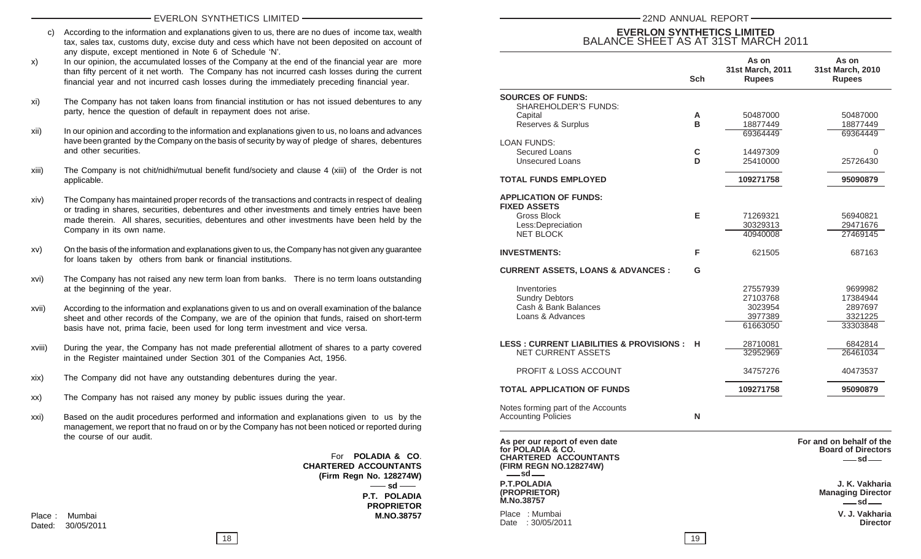c) According to the information and explanations given to us, there are no dues of income tax, wealth tax, sales tax, customs duty, excise duty and cess which have not been deposited on account of any dispute, except mentioned in Note 6 of Schedule 'N'.

x) In our opinion, the accumulated losses of the Company at the end of the financial year are more than fifty percent of it net worth. The Company has not incurred cash losses during the current financial year and not incurred cash losses during the immediately preceding financial year.

xi) The Company has not taken loans from financial institution or has not issued debentures to any party, hence the question of default in repayment does not arise.

xii) In our opinion and according to the information and explanations given to us, no loans and advances have been granted by the Company on the basis of security by way of pledge of shares, debentures and other securities.

xiii) The Company is not chit/nidhi/mutual benefit fund/society and clause 4 (xiii) of the Order is not applicable.

xiv) The Company has maintained proper records of the transactions and contracts in respect of dealing or trading in shares, securities, debentures and other investments and timely entries have been made therein. All shares, securities, debentures and other investments have been held by the Company in its own name.

xv) On the basis of the information and explanations given to us, the Company has not given any guarantee for loans taken by others from bank or financial institutions.

xvi) The Company has not raised any new term loan from banks. There is no term loans outstanding at the beginning of the year.

xvii) According to the information and explanations given to us and on overall examination of the balance sheet and other records of the Company, we are of the opinion that funds, raised on short-term basis have not, prima facie, been used for long term investment and vice versa.

xviii) During the year, the Company has not made preferential allotment of shares to a party covered in the Register maintained under Section 301 of the Companies Act, 1956.

xix) The Company did not have any outstanding debentures during the year.

xx) The Company has not raised any money by public issues during the year.

xxi) Based on the audit procedures performed and information and explanations given to us by the management, we report that no fraud on or by the Company has not been noticed or reported during the course of our audit.

For **POLADIA & CO.**
**CHARTERED ACCOUNTANTS**
**(Firm Regn No. 128274W)**
— sd —
**P.T. POLADIA**
**PROPRIETOR**
**M.NO.38757**

Place : Mumbai
Dated: 30/05/2011

# EVERLON SYNTHETICS LIMITED
## BALANCE SHEET AS AT 31ST MARCH 2011

| | Sch | As on 31st March, 2011 Rupees | As on 31st March, 2010 Rupees |
|---|---|---|---|
| **SOURCES OF FUNDS:** | | | |
| SHAREHOLDER'S FUNDS: | | | |
| Capital | A | 50487000 | 50487000 |
| Reserves & Surplus | B | 18877449 | 18877449 |
| | | 69364449 | 69364449 |
| LOAN FUNDS: | | | |
| Secured Loans | C | 14497309 | 0 |
| Unsecured Loans | D | 25410000 | 25726430 |
| **TOTAL FUNDS EMPLOYED** | | **109271758** | **95090879** |
| **APPLICATION OF FUNDS:** | | | |
| **FIXED ASSETS** | | | |
| Gross Block | E | 71269321 | 56940821 |
| Less:Depreciation | | 30329313 | 29471676 |
| NET BLOCK | | 40940008 | 27469145 |
| **INVESTMENTS:** | F | 621505 | 687163 |
| **CURRENT ASSETS, LOANS & ADVANCES :** | G | | |
| Inventories | | 27557939 | 9699982 |
| Sundry Debtors | | 27103768 | 17384944 |
| Cash & Bank Balances | | 3023954 | 2897697 |
| Loans & Advances | | 3977389 | 3321225 |
| | | 61663050 | 33303848 |
| **LESS : CURRENT LIABILITIES & PROVISIONS :** | H | 28710081 | 6842814 |
| NET CURRENT ASSETS | | 32952969 | 26461034 |
| PROFIT & LOSS ACCOUNT | | 34757276 | 40473537 |
| **TOTAL APPLICATION OF FUNDS** | | **109271758** | **95090879** |
| Notes forming part of the Accounts Accounting Policies | N | | |

**As per our report of even date**
**for POLADIA & CO.**
**CHARTERED ACCOUNTANTS**
**(FIRM REGN NO.128274W)**
— sd —
**P.T.POLADIA**
**(PROPRIETOR)**
**M.No.38757**

Place : Mumbai
Date : 30/05/2011

**For and on behalf of the Board of Directors**
— sd —
**J. K. Vakharia**
**Managing Director**
— sd —
**V. J. Vakharia**
**Director**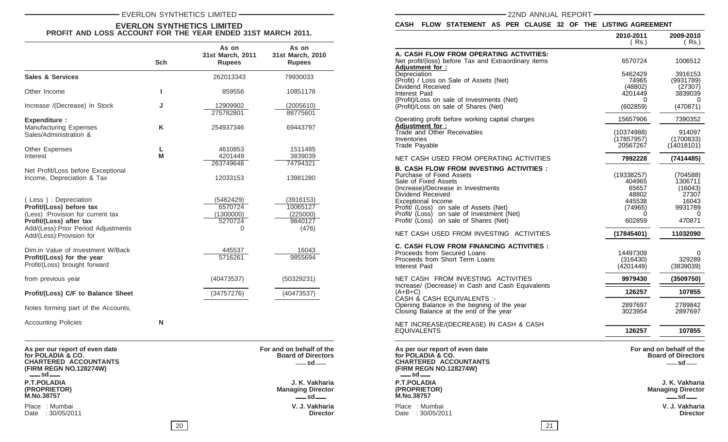## EVERLON SYNTHETICS LIMITED

### PROFIT AND LOSS ACCOUNT FOR THE YEAR ENDED 31ST MARCH 2011.

| | Sch | As on 31st March, 2011 Rupees | As on 31st March, 2010 Rupees |
|---|---|---|---|
| **Sales & Services** | | 262013343 | 79930033 |
| Other Income | I | 859556 | 10851178 |
| Increase /(Decrease) In Stock | J | 12909902 | (2005610) |
| | | 275782801 | 88775601 |
| **Expenditure :** | | | |
| Manufacturing Expenses | K | 254937346 | 69443797 |
| Sales/Administration & Other Expenses | L | 4610853 | 1511485 |
| Interest | M | 4201449 | 3839039 |
| | | 263749648 | 74794321 |
| Net Profit/Loss before Exceptional Income, Depreciation & Tax | | 12033153 | 13981280 |
| ( Less ) : Depreciation | | (5462429) | (3916153) |
| **Profit/(Loss) before tax** | | 6570724 | 10065127 |
| (Less) :Provision for current tax | | (1300000) | (225000) |
| **Profit/(Loss) after tax** | | 5270724 | 9840127 |
| Add/(Less):Prior Period Adjustments | | 0 | (476) |
| Add/(Less):Provision for Dim.in Value of Investment W/Back | | 445537 | 16043 |
| **Profit/(Loss) for the year** | | 5716261 | 9855694 |
| Profit/(Loss) brought forward from previous year | | (40473537) | (50329231) |
| **Profit/(Loss) C/F to Balance Sheet** | | (34757276) | (40473537) |
| Notes forming part of the Accounts, Accounting Policies | N | | |

**As per our report of even date**
**for POLADIA & CO.**
**CHARTERED ACCOUNTANTS**
**(FIRM REGN NO.128274W)**
—sd—
**P.T.POLADIA**
**(PROPRIETOR)**
**M.No.38757**

Place : Mumbai
Date : 30/05/2011

**For and on behalf of the Board of Directors**
—sd—
**J. K. Vakharia**
**Managing Director**
—sd—
**V. J. Vakharia**
**Director**

### CASH FLOW STATEMENT AS PER CLAUSE 32 OF THE LISTING AGREEMENT

| | 2010-2011 ( Rs.) | 2009-2010 ( Rs.) |
|---|---|---|
| **A. CASH FLOW FROM OPERATING ACTIVITIES:** | | |
| Net profit/(loss) before Tax and Extraordinary items | 6570724 | 1006512 |
| **Adjustment for :** | | |
| Depreciation | 5462429 | 3916153 |
| (Profit) / Loss on Sale of Assets (Net) | 74965 | (9931789) |
| Dividend Received | (48802) | (27307) |
| Interest Paid | 4201449 | 3839039 |
| (Profit)/Loss on sale of Investments (Net) | 0 | 0 |
| (Profit)/Loss on sale of Shares (Net) | (602859) | (470871) |
| Operating profit before working capital charges | 15657906 | 7390352 |
| **Adjustment for :** | | |
| Trade and Other Receivables | (10374988) | 914097 |
| Inventories | (17857957) | (1700833) |
| Trade Payable | 20567267 | (14018101) |
| NET CASH USED FROM OPERATING ACTIVITIES | **7992228** | **(7414485)** |
| **B. CASH FLOW FROM INVESTING ACTIVITIES :** | | |
| Purchase of Fixed Assets | (19338257) | (704588) |
| Sale of Fixed Assets | 404965 | 1306711 |
| (Increase)/Decrease in Investments | 65657 | (16043) |
| Dividend Received | 48802 | 27307 |
| Exceptional Income | 445538 | 16043 |
| Profit/ (Loss) on sale of Assets (Net) | (74965) | 9931789 |
| Profit/ (Loss) on sale of Investment (Net) | 0 | 0 |
| Profit/ (Loss) on sale of Shares (Net) | 602859 | 470871 |
| NET CASH USED FROM INVESTING ACTIVITIES | **(17845401)** | **11032090** |
| **C. CASH FLOW FROM FINANCING ACTIVITIES :** | | |
| Proceeds from Secured Loans | 14497309 | 0 |
| Proceeds from Short Term Loans | (316430) | 329289 |
| Interest Paid | (4201449) | (3839039) |
| NET CASH FROM INVESTING ACTIVITIES | **9979430** | **(3509750)** |
| Increase/ (Decrease) in Cash and Cash Equivalents (A+B+C) | **126257** | **107855** |
| CASH & CASH EQUIVALENTS :- | | |
| Opening Balance in the begning of the year | 2897697 | 2789842 |
| Closing Balance at the end of the year | 3023954 | 2897697 |
| NET INCREASE/(DECREASE) IN CASH & CASH EQUIVALENTS | **126257** | **107855** |

**As per our report of even date**
**for POLADIA & CO.**
**CHARTERED ACCOUNTANTS**
**(FIRM REGN NO.128274W)**
—sd—
**P.T.POLADIA**
**(PROPRIETOR)**
**M.No.38757**

Place : Mumbai
Date : 30/05/2011

**For and on behalf of the Board of Directors**
—sd—
**J. K. Vakharia**
**Managing Director**
—sd—
**V. J. Vakharia**
**Director**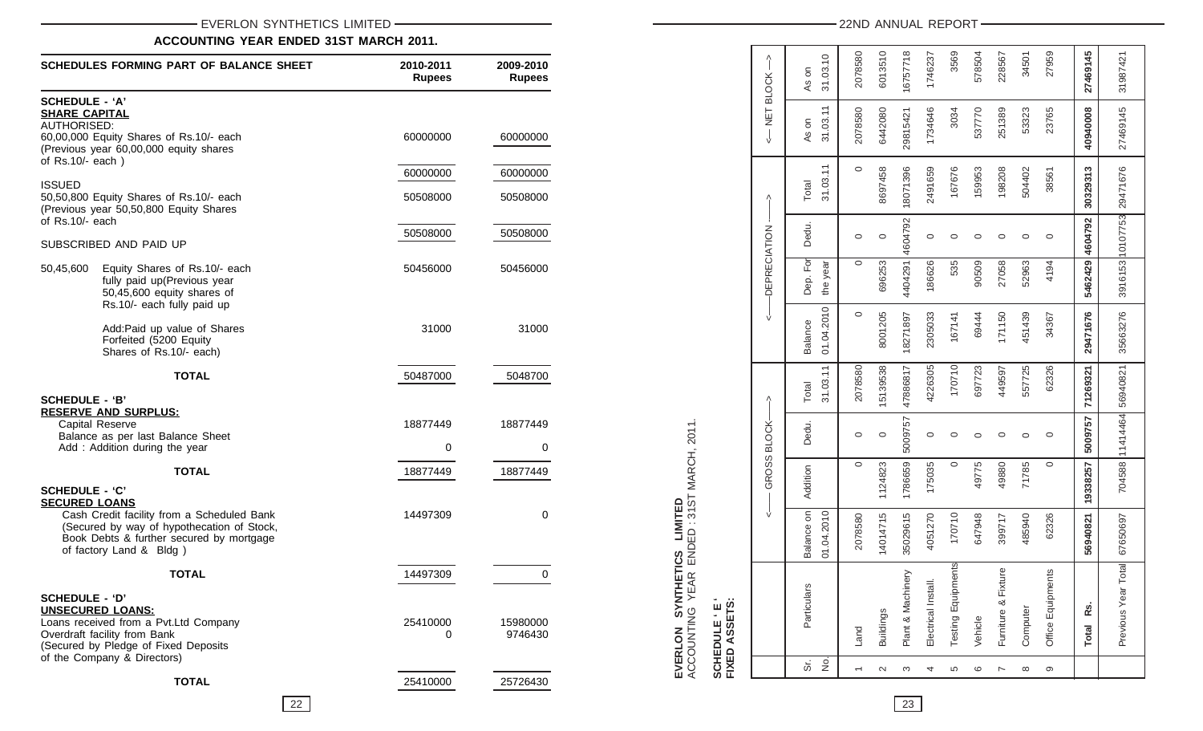## EVERLON SYNTHETICS LIMITED

### ACCOUNTING YEAR ENDED 31ST MARCH 2011.

| SCHEDULES FORMING PART OF BALANCE SHEET | 2010-2011 Rupees | 2009-2010 Rupees |
|---|---|---|
| **SCHEDULE - 'A'** | | |
| **SHARE CAPITAL** | | |
| AUTHORISED: | | |
| 60,00,000 Equity Shares of Rs.10/- each (Previous year 60,00,000 equity shares of Rs.10/- each ) | 60000000 | 60000000 |
| | 60000000 | 60000000 |
| ISSUED | | |
| 50,50,800 Equity Shares of Rs.10/- each (Previous year 50,50,800 Equity Shares of Rs.10/- each | 50508000 | 50508000 |
| | 50508000 | 50508000 |
| SUBSCRIBED AND PAID UP | | |
| 50,45,600 Equity Shares of Rs.10/- each fully paid up(Previous year 50,45,600 equity shares of Rs.10/- each fully paid up | 50456000 | 50456000 |
| Add:Paid up value of Shares Forfeited (5200 Equity Shares of Rs.10/- each) | 31000 | 31000 |
| **TOTAL** | 50487000 | 5048700 |
| **SCHEDULE - 'B'** | | |
| **RESERVE AND SURPLUS:** | | |
| Capital Reserve | | |
| Balance as per last Balance Sheet | 18877449 | 18877449 |
| Add : Addition during the year | 0 | 0 |
| **TOTAL** | 18877449 | 18877449 |
| **SCHEDULE - 'C'** | | |
| **SECURED LOANS** | | |
| Cash Credit facility from a Scheduled Bank (Secured by way of hypothecation of Stock, Book Debts & further secured by mortgage of factory Land & Bldg ) | 14497309 | 0 |
| **TOTAL** | 14497309 | 0 |
| **SCHEDULE - 'D'** | | |
| **UNSECURED LOANS:** | | |
| Loans received from a Pvt.Ltd Company | 25410000 | 15980000 |
| Overdraft facility from Bank (Secured by Pledge of Fixed Deposits of the Company & Directors) | 0 | 9746430 |
| **TOTAL** | 25410000 | 25726430 |

**EVERLON SYNTHETICS LIMITED**
ACCOUNTING YEAR ENDED : 31ST MARCH, 2011.

**SCHEDULE ' E '**
**FIXED ASSETS:**

| Sr. No. | Particulars | GROSS BLOCK | | | | DEPRECIATION | | | | NET BLOCK | |
|---|---|---|---|---|---|---|---|---|---|---|---|
| | | Balance on 01.04.2010 | Addition | Dedu. | Total 31.03.11 | Balance 01.04.2010 | Dep. For the year | Dedu. | Total 31.03.11 | As on 31.03.11 | As on 31.03.10 |
| 1 | Land | 2078580 | 0 | 0 | 2078580 | 0 | 0 | 0 | 0 | 2078580 | 2078580 |
| 2 | Buildings | 14014715 | 1124823 | 0 | 15139538 | 8001205 | 696253 | 0 | 8697458 | 6442080 | 6013510 |
| 3 | Plant & Machinery | 35029615 | 1786659 | 5009757 | 47888817 | 18271897 | 4404291 | 4604792 | 18071396 | 29815421 | 16757718 |
| 4 | Electrical Install. | 4051270 | 175035 | 0 | 4226305 | 2305033 | 186626 | 0 | 2491659 | 1734646 | 1746237 |
| 5 | Testing Equipments | 170710 | 0 | 0 | 170710 | 167141 | 535 | 0 | 167676 | 3034 | 3569 |
| 6 | Vehicle | 647948 | 49775 | 0 | 697723 | 69444 | 90509 | 0 | 159953 | 537770 | 578504 |
| 7 | Furniture & Fixture | 399717 | 49880 | 0 | 449597 | 171150 | 27058 | 0 | 198208 | 251389 | 228567 |
| 8 | Computer | 485940 | 71785 | 0 | 557725 | 451439 | 52963 | 0 | 504402 | 53323 | 34501 |
| 9 | Office Equipments | 62326 | 0 | 0 | 62326 | 34367 | 4194 | 0 | 38561 | 23765 | 27959 |
| | **Total Rs.** | **56940821** | **19338257** | **5009757** | **71269321** | **29471676** | **5462429** | **4604792** | **30329313** | **40940008** | **27469145** |
| | Previous Year Total | 67650697 | 704588 | 11414464 | 56940821 | 35663276 | 3916153 | 10107753 | 29471676 | 27469145 | 31987421 |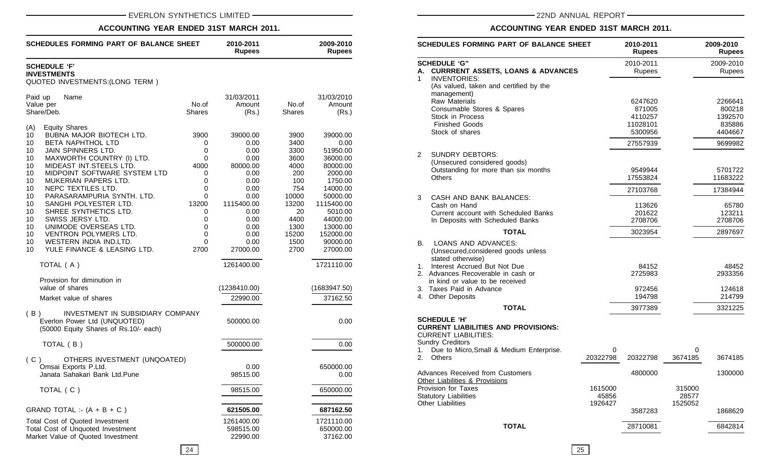## ACCOUNTING YEAR ENDED 31ST MARCH 2011.

| SCHEDULES FORMING PART OF BALANCE SHEET | | 2010-2011 Rupees | | 2009-2010 Rupees |
|---|---|---|---|---|

**SCHEDULE 'F'**
**INVESTMENTS**
QUOTED INVESTMENTS:(LONG TERM )

| Paid up Value per Share/Deb. | Name | No.of Shares | 31/03/2011 Amount (Rs.) | No.of Shares | 31/03/2010 Amount (Rs.) |
|---|---|---|---|---|---|
| (A) | Equity Shares | | | | |
| 10 | BUBNA MAJOR BIOTECH LTD. | 3900 | 39000.00 | 3900 | 39000.00 |
| 10 | BETA NAPHTHOL LTD | 0 | 0.00 | 3400 | 0.00 |
| 10 | JAIN SPINNERS LTD. | 0 | 0.00 | 3300 | 51950.00 |
| 10 | MAXWORTH COUNTRY (I) LTD. | 0 | 0.00 | 3600 | 36000.00 |
| 10 | MIDEAST INT.STEELS LTD. | 4000 | 80000.00 | 4000 | 80000.00 |
| 10 | MIDPOINT SOFTWARE SYSTEM LTD | 0 | 0.00 | 200 | 2000.00 |
| 10 | MUKERIAN PAPERS LTD. | 0 | 0.00 | 100 | 1750.00 |
| 10 | NEPC TEXTILES LTD. | 0 | 0.00 | 754 | 14000.00 |
| 10 | PARASARAMPURIA SYNTH. LTD. | 0 | 0.00 | 10000 | 50000.00 |
| 10 | SANGHI POLYESTER LTD. | 13200 | 1115400.00 | 13200 | 1115400.00 |
| 10 | SHREE SYNTHETICS LTD. | 0 | 0.00 | 20 | 5010.00 |
| 10 | SWISS JERSY LTD. | 0 | 0.00 | 4400 | 44000.00 |
| 10 | UNIMODE OVERSEAS LTD. | 0 | 0.00 | 1300 | 13000.00 |
| 10 | VENTRON POLYMERS LTD. | 0 | 0.00 | 15200 | 152000.00 |
| 10 | WESTERN INDIA IND.LTD. | 0 | 0.00 | 1500 | 90000.00 |
| 10 | YULE FINANCE & LEASING LTD. | 2700 | 27000.00 | 2700 | 27000.00 |
| | TOTAL ( A ) | | 1261400.00 | | 1721110.00 |
| | Provision for diminution in value of shares | | (1238410.00) | | (1683947.50) |
| | Market value of shares | | 22990.00 | | 37162.50 |
| ( B ) | INVESTMENT IN SUBSIDIARY COMPANY Everlon Power Ltd (UNQUOTED) (50000 Equity Shares of Rs.10/- each) | | 500000.00 | | 0.00 |
| | TOTAL ( B ) | | 500000.00 | | 0.00 |
| ( C ) | OTHERS INVESTMENT (UNQOATED) | | | | |
| | Omsai Exports P.Ltd. | | 0.00 | | 650000.00 |
| | Janata Sahakari Bank Ltd.Pune | | 98515.00 | | 0.00 |
| | TOTAL ( C ) | | 98515.00 | | 650000.00 |
| | GRAND TOTAL :- (A + B + C ) | | **621505.00** | | **687162.50** |
| | Total Cost of Quoted Investment | | 1261400.00 | | 1721110.00 |
| | Total Cost of Unquoted Investment | | 598515.00 | | 650000.00 |
| | Market Value of Quoted Investment | | 22990.00 | | 37162.00 |

## ACCOUNTING YEAR ENDED 31ST MARCH 2011.

| SCHEDULES FORMING PART OF BALANCE SHEET | | 2010-2011 Rupees | | 2009-2010 Rupees |
|---|---|---|---|---|
| **SCHEDULE 'G"** | | 2010-2011 Rupees | | 2009-2010 Rupees |
| **A. CURRRENT ASSETS, LOANS & ADVANCES** | | | | |
| 1 INVENTORIES: (As valued, taken and certified by the management) | | | | |
| Raw Materials | | 6247620 | | 2266641 |
| Consumable Stores & Spares | | 871005 | | 800218 |
| Stock in Process | | 4110257 | | 1392570 |
| Finished Goods | | 11028101 | | 835886 |
| Stock of shares | | 5300956 | | 4404667 |
| | | 27557939 | | 9699982 |
| 2 SUNDRY DEBTORS: (Unsecured considered goods) | | | | |
| Outstanding for more than six months | | 9549944 | | 5701722 |
| Others | | 17553824 | | 11683222 |
| | | 27103768 | | 17384944 |
| 3 CASH AND BANK BALANCES: | | | | |
| Cash on Hand | | 113626 | | 65780 |
| Current account with Scheduled Banks | | 201622 | | 123211 |
| In Deposits with Scheduled Banks | | 2708706 | | 2708706 |
| **TOTAL** | | 3023954 | | 2897697 |
| B. LOANS AND ADVANCES: (Unsecured,considered goods unless stated otherwise) | | | | |
| 1. Interest Accrued But Not Due | | 84152 | | 48452 |
| 2. Advances Recoverable in cash or in kind or value to be received | | 2725983 | | 2933356 |
| 3. Taxes Paid in Advance | | 972456 | | 124618 |
| 4. Other Deposits | | 194798 | | 214799 |
| **TOTAL** | | 3977389 | | 3321225 |
| **SCHEDULE 'H'** | | | | |
| **CURRENT LIABILITIES AND PROVISIONS:** | | | | |
| CURRENT LIABILITIES: | | | | |
| Sundry Creditors | | | | |
| 1. Due to Micro,Small & Medium Enterprise. | 0 | | 0 | |
| 2. Others | 20322798 | 20322798 | 3674185 | 3674185 |
| Advances Received from Customers | | 4800000 | | 1300000 |
| Other Liabilities & Provisions | | | | |
| Provision for Taxes | 1615000 | | 315000 | |
| Statutory Liabilities | 45856 | | 28577 | |
| Other Liabilities | 1926427 | 3587283 | 1525052 | 1868629 |
| **TOTAL** | | 28710081 | | 6842814 |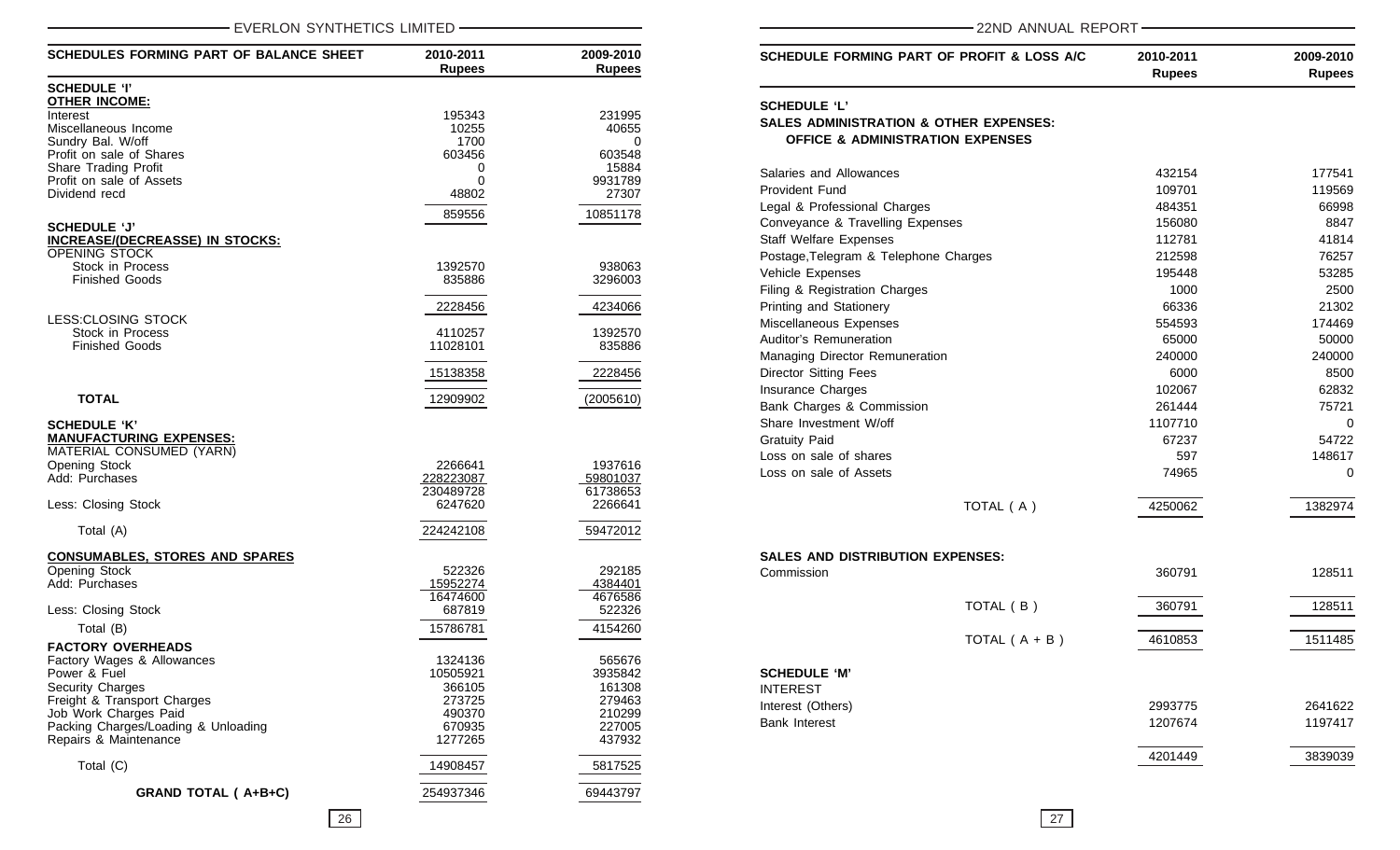| SCHEDULES FORMING PART OF BALANCE SHEET | 2010-2011 Rupees | 2009-2010 Rupees |
|---|---|---|
| **SCHEDULE 'I'** | | |
| **OTHER INCOME:** | | |
| Interest | 195343 | 231995 |
| Miscellaneous Income | 10255 | 40655 |
| Sundry Bal. W/off | 1700 | 0 |
| Profit on sale of Shares | 603456 | 603548 |
| Share Trading Profit | 0 | 15884 |
| Profit on sale of Assets | 0 | 9931789 |
| Dividend recd | 48802 | 27307 |
| | 859556 | 10851178 |
| **SCHEDULE 'J'** | | |
| **INCREASE/(DECREASSE) IN STOCKS:** | | |
| OPENING STOCK | | |
| Stock in Process | 1392570 | 938063 |
| Finished Goods | 835886 | 3296003 |
| | 2228456 | 4234066 |
| LESS:CLOSING STOCK | | |
| Stock in Process | 4110257 | 1392570 |
| Finished Goods | 11028101 | 835886 |
| | 15138358 | 2228456 |
| **TOTAL** | 12909902 | (2005610) |
| **SCHEDULE 'K'** | | |
| **MANUFACTURING EXPENSES:** | | |
| MATERIAL CONSUMED (YARN) | | |
| Opening Stock | 2266641 | 1937616 |
| Add: Purchases | 228223087 | 59801037 |
| | 230489728 | 61738653 |
| Less: Closing Stock | 6247620 | 2266641 |
| Total (A) | 224242108 | 59472012 |
| **CONSUMABLES, STORES AND SPARES** | | |
| Opening Stock | 522326 | 292185 |
| Add: Purchases | 15952274 | 4384401 |
| | 16474600 | 4676586 |
| Less: Closing Stock | 687819 | 522326 |
| Total (B) | 15786781 | 4154260 |
| **FACTORY OVERHEADS** | | |
| Factory Wages & Allowances | 1324136 | 565676 |
| Power & Fuel | 10505921 | 3935842 |
| Security Charges | 366105 | 161308 |
| Freight & Transport Charges | 273725 | 279463 |
| Job Work Charges Paid | 490370 | 210299 |
| Packing Charges/Loading & Unloading | 670935 | 227005 |
| Repairs & Maintenance | 1277265 | 437932 |
| Total (C) | 14908457 | 5817525 |
| **GRAND TOTAL ( A+B+C)** | 254937346 | 69443797 |

| SCHEDULE FORMING PART OF PROFIT & LOSS A/C | 2010-2011 Rupees | 2009-2010 Rupees |
|---|---|---|
| **SCHEDULE 'L'** | | |
| **SALES ADMINISTRATION & OTHER EXPENSES:** | | |
| **OFFICE & ADMINISTRATION EXPENSES** | | |
| Salaries and Allowances | 432154 | 177541 |
| Provident Fund | 109701 | 119569 |
| Legal & Professional Charges | 484351 | 66998 |
| Conveyance & Travelling Expenses | 156080 | 8847 |
| Staff Welfare Expenses | 112781 | 41814 |
| Postage,Telegram & Telephone Charges | 212598 | 76257 |
| Vehicle Expenses | 195448 | 53285 |
| Filing & Registration Charges | 1000 | 2500 |
| Printing and Stationery | 66336 | 21302 |
| Miscellaneous Expenses | 554593 | 174469 |
| Auditor's Remuneration | 65000 | 50000 |
| Managing Director Remuneration | 240000 | 240000 |
| Director Sitting Fees | 6000 | 8500 |
| Insurance Charges | 102067 | 62832 |
| Bank Charges & Commission | 261444 | 75721 |
| Share Investment W/off | 1107710 | 0 |
| Gratuity Paid | 67237 | 54722 |
| Loss on sale of shares | 597 | 148617 |
| Loss on sale of Assets | 74965 | 0 |
| TOTAL ( A ) | 4250062 | 1382974 |
| **SALES AND DISTRIBUTION EXPENSES:** | | |
| Commission | 360791 | 128511 |
| TOTAL ( B ) | 360791 | 128511 |
| TOTAL ( A + B ) | 4610853 | 1511485 |
| **SCHEDULE 'M'** | | |
| INTEREST | | |
| Interest (Others) | 2993775 | 2641622 |
| Bank Interest | 1207674 | 1197417 |
| | 4201449 | 3839039 |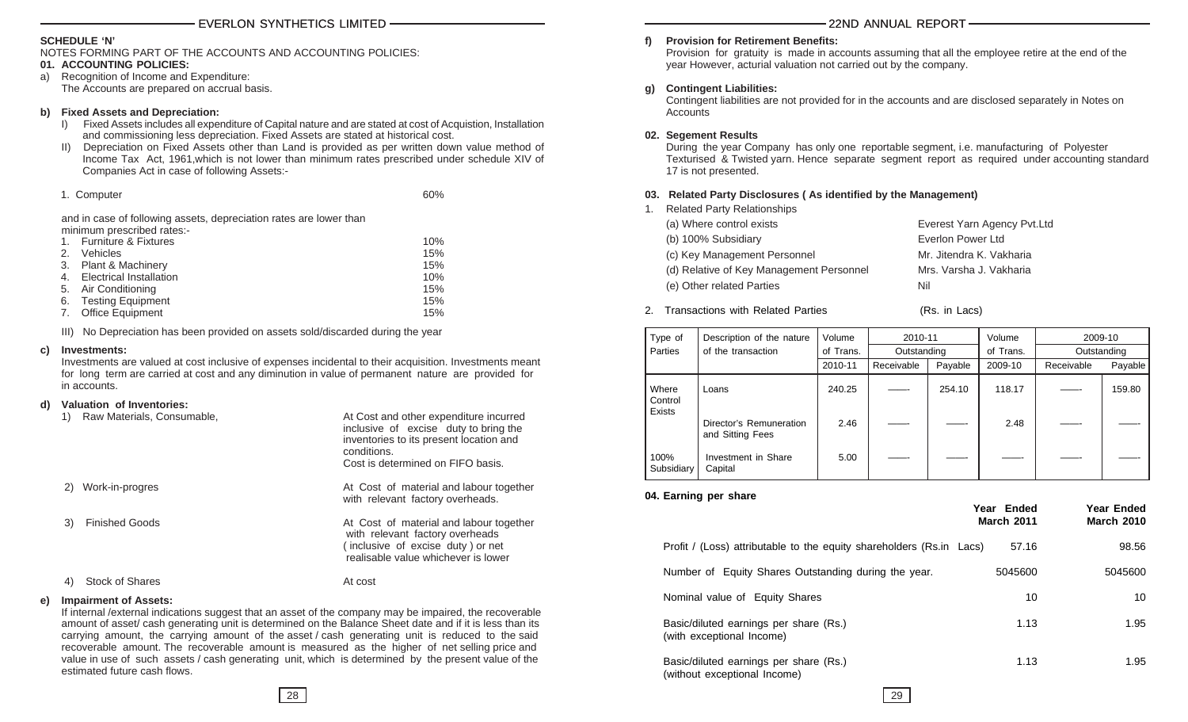## SCHEDULE 'N'

NOTES FORMING PART OF THE ACCOUNTS AND ACCOUNTING POLICIES:

### 01. ACCOUNTING POLICIES:

a) Recognition of Income and Expenditure:
The Accounts are prepared on accrual basis.

**b) Fixed Assets and Depreciation:**

I) Fixed Assets includes all expenditure of Capital nature and are stated at cost of Acquistion, Installation and commissioning less depreciation. Fixed Assets are stated at historical cost.

II) Depreciation on Fixed Assets other than Land is provided as per written down value method of Income Tax Act, 1961,which is not lower than minimum rates prescribed under schedule XIV of Companies Act in case of following Assets:-

| | |
|---|---|
| 1. Computer | 60% |

and in case of following assets, depreciation rates are lower than minimum prescribed rates:-

| | |
|---|---|
| 1. Furniture & Fixtures | 10% |
| 2. Vehicles | 15% |
| 3. Plant & Machinery | 15% |
| 4. Electrical Installation | 10% |
| 5. Air Conditioning | 15% |
| 6. Testing Equipment | 15% |
| 7. Office Equipment | 15% |

III) No Depreciation has been provided on assets sold/discarded during the year

**c) Investments:**

Investments are valued at cost inclusive of expenses incidental to their acquisition. Investments meant for long term are carried at cost and any diminution in value of permanent nature are provided for in accounts.

**d) Valuation of Inventories:**

| | |
|---|---|
| 1) Raw Materials, Consumable, | At Cost and other expenditure incurred inclusive of excise duty to bring the inventories to its present location and conditions. Cost is determined on FIFO basis. |
| 2) Work-in-progres | At Cost of material and labour together with relevant factory overheads. |
| 3) Finished Goods | At Cost of material and labour together with relevant factory overheads (inclusive of excise duty) or net realisable value whichever is lower |
| 4) Stock of Shares | At cost |

**e) Impairment of Assets:**

If internal /external indications suggest that an asset of the company may be impaired, the recoverable amount of asset/ cash generating unit is determined on the Balance Sheet date and if it is less than its carrying amount, the carrying amount of the asset / cash generating unit is reduced to the said recoverable amount. The recoverable amount is measured as the higher of net selling price and value in use of such assets / cash generating unit, which is determined by the present value of the estimated future cash flows.

**f) Provision for Retirement Benefits:**

Provision for gratuity is made in accounts assuming that all the employee retire at the end of the year However, acturial valuation not carried out by the company.

**g) Contingent Liabilities:**

Contingent liabilities are not provided for in the accounts and are disclosed separately in Notes on Accounts

### 02. Segement Results

During the year Company has only one reportable segment, i.e. manufacturing of Polyester Texturised & Twisted yarn. Hence separate segment report as required under accounting standard 17 is not presented.

### 03. Related Party Disclosures ( As identified by the Management)

1. Related Party Relationships

| | |
|---|---|
| (a) Where control exists | Everest Yarn Agency Pvt.Ltd |
| (b) 100% Subsidiary | Everlon Power Ltd |
| (c) Key Management Personnel | Mr. Jitendra K. Vakharia |
| (d) Relative of Key Management Personnel | Mrs. Varsha J. Vakharia |
| (e) Other related Parties | Nil |

2. Transactions with Related Parties (Rs. in Lacs)

| Type of Parties | Description of the nature of the transaction | Volume of Trans. | 2010-11 Outstanding | | Volume of Trans. | 2009-10 Outstanding | |
|---|---|---|---|---|---|---|---|
| | | 2010-11 | Receivable | Payable | 2009-10 | Receivable | Payable |
| Where Control Exists | Loans | 240.25 | ------- | 254.10 | 118.17 | ------- | 159.80 |
| | Director's Remuneration and Sitting Fees | 2.46 | ------- | ------- | 2.48 | ------- | ------- |
| 100% Subsidiary | Investment in Share Capital | 5.00 | ------- | ------- | ------- | ------- | ------- |

### 04. Earning per share

| | Year Ended March 2011 | Year Ended March 2010 |
|---|---|---|
| Profit / (Loss) attributable to the equity shareholders (Rs.in Lacs) | 57.16 | 98.56 |
| Number of Equity Shares Outstanding during the year. | 5045600 | 5045600 |
| Nominal value of Equity Shares | 10 | 10 |
| Basic/diluted earnings per share (Rs.) (with exceptional Income) | 1.13 | 1.95 |
| Basic/diluted earnings per share (Rs.) (without exceptional Income) | 1.13 | 1.95 |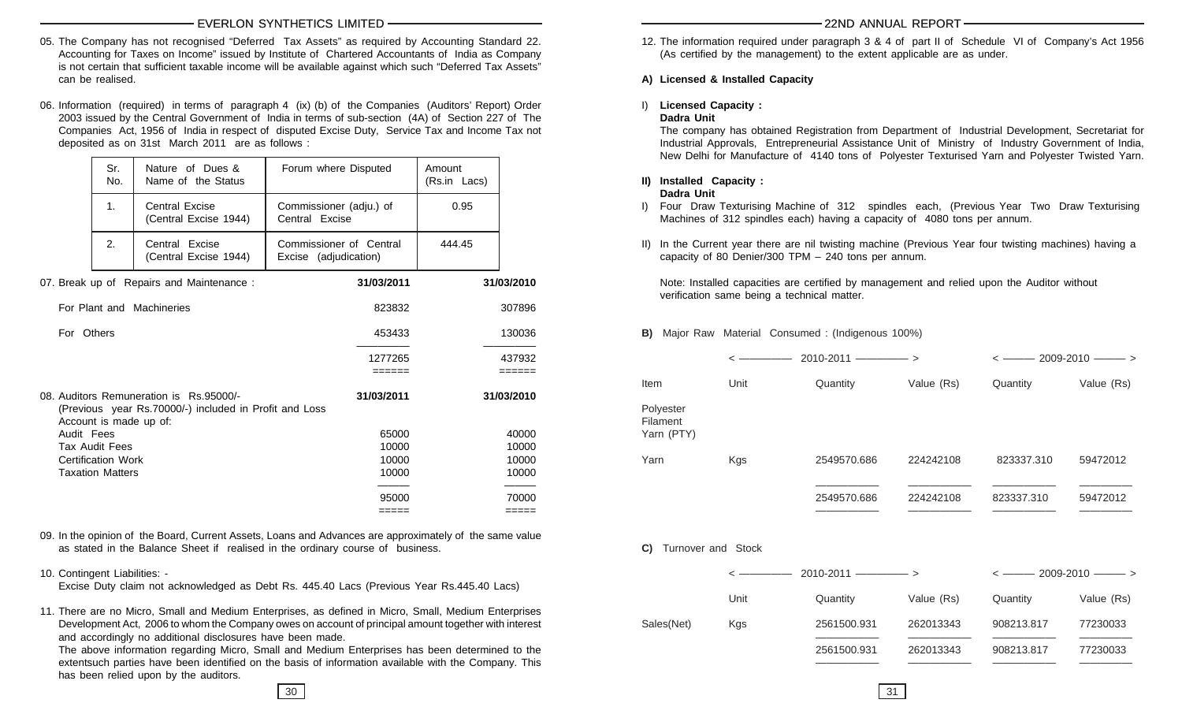05. The Company has not recognised "Deferred Tax Assets" as required by Accounting Standard 22. Accounting for Taxes on Income" issued by Institute of Chartered Accountants of India as Company is not certain that sufficient taxable income will be available against which such "Deferred Tax Assets" can be realised.

06. Information (required) in terms of paragraph 4 (ix) (b) of the Companies (Auditors' Report) Order 2003 issued by the Central Government of India in terms of sub-section (4A) of Section 227 of The Companies Act, 1956 of India in respect of disputed Excise Duty, Service Tax and Income Tax not deposited as on 31st March 2011 are as follows :

| Sr. No. | Nature of Dues & Name of the Status | Forum where Disputed | Amount (Rs.in Lacs) |
|---|---|---|---|
| 1. | Central Excise (Central Excise 1944) | Commissioner (adju.) of Central Excise | 0.95 |
| 2. | Central Excise (Central Excise 1944) | Commissioner of Central Excise (adjudication) | 444.45 |

07. Break up of Repairs and Maintenance :

| | 31/03/2011 | 31/03/2010 |
|---|---|---|
| For Plant and Machineries | 823832 | 307896 |
| For Others | 453433 | 130036 |
| | 1277265 | 437932 |

08. Auditors Remuneration is Rs.95000/- (Previous year Rs.70000/-) included in Profit and Loss Account is made up of:

| | 31/03/2011 | 31/03/2010 |
|---|---|---|
| Audit Fees | 65000 | 40000 |
| Tax Audit Fees | 10000 | 10000 |
| Certification Work | 10000 | 10000 |
| Taxation Matters | 10000 | 10000 |
| | 95000 | 70000 |

09. In the opinion of the Board, Current Assets, Loans and Advances are approximately of the same value as stated in the Balance Sheet if realised in the ordinary course of business.

10. Contingent Liabilities: -
Excise Duty claim not acknowledged as Debt Rs. 445.40 Lacs (Previous Year Rs.445.40 Lacs)

11. There are no Micro, Small and Medium Enterprises, as defined in Micro, Small, Medium Enterprises Development Act, 2006 to whom the Company owes on account of principal amount together with interest and accordingly no additional disclosures have been made.
The above information regarding Micro, Small and Medium Enterprises has been determined to the extentsuch parties have been identified on the basis of information available with the Company. This has been relied upon by the auditors.

12. The information required under paragraph 3 & 4 of part II of Schedule VI of Company's Act 1956 (As certified by the management) to the extent applicable are as under.

**A) Licensed & Installed Capacity**

I) **Licensed Capacity :**
**Dadra Unit**
The company has obtained Registration from Department of Industrial Development, Secretariat for Industrial Approvals, Entrepreneurial Assistance Unit of Ministry of Industry Government of India, New Delhi for Manufacture of 4140 tons of Polyester Texturised Yarn and Polyester Twisted Yarn.

**II) Installed Capacity :**
**Dadra Unit**

I) Four Draw Texturising Machine of 312 spindles each, (Previous Year Two Draw Texturising Machines of 312 spindles each) having a capacity of 4080 tons per annum.

II) In the Current year there are nil twisting machine (Previous Year four twisting machines) having a capacity of 80 Denier/300 TPM – 240 tons per annum.

Note: Installed capacities are certified by management and relied upon the Auditor without verification same being a technical matter.

**B)** Major Raw Material Consumed : (Indigenous 100%)

| | | 2010-2011 | | 2009-2010 | |
|---|---|---|---|---|---|
| Item | Unit | Quantity | Value (Rs) | Quantity | Value (Rs) |
| Polyester Filament Yarn (PTY) | | | | | |
| Yarn | Kgs | 2549570.686 | 224242108 | 823337.310 | 59472012 |
| | | 2549570.686 | 224242108 | 823337.310 | 59472012 |

**C)** Turnover and Stock

| | | 2010-2011 | | 2009-2010 | |
|---|---|---|---|---|---|
| | Unit | Quantity | Value (Rs) | Quantity | Value (Rs) |
| Sales(Net) | Kgs | 2561500.931 | 262013343 | 908213.817 | 77230033 |
| | | 2561500.931 | 262013343 | 908213.817 | 77230033 |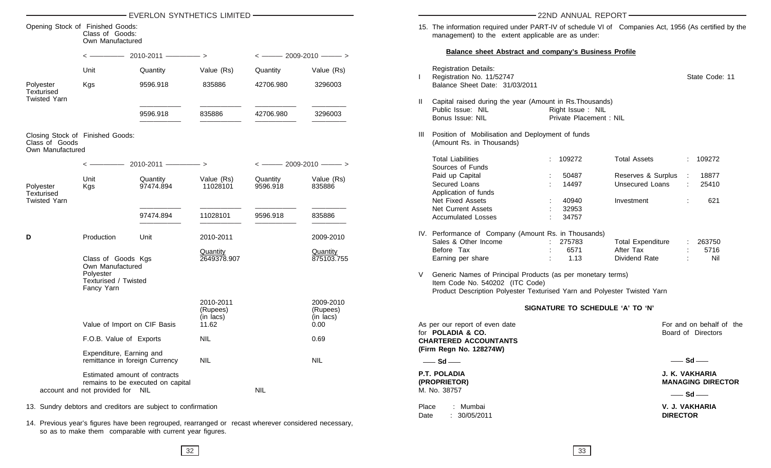Opening Stock of Finished Goods:
Class of Goods:
Own Manufactured

| | | 2010-2011 | | 2009-2010 | |
|---|---|---|---|---|---|
| | Unit | Quantity | Value (Rs) | Quantity | Value (Rs) |
| Polyester Texturised Twisted Yarn | Kgs | 9596.918 | 835886 | 42706.980 | 3296003 |
| | | 9596.918 | 835886 | 42706.980 | 3296003 |

Closing Stock of Finished Goods:
Class of Goods
Own Manufactured

| | | 2010-2011 | | 2009-2010 | |
|---|---|---|---|---|---|
| | Unit | Quantity | Value (Rs) | Quantity | Value (Rs) |
| Polyester Texturised Twisted Yarn | Kgs | 97474.894 | 11028101 | 9596.918 | 835886 |
| | | 97474.894 | 11028101 | 9596.918 | 835886 |

**D**

| Production | Unit | 2010-2011 | 2009-2010 |
|---|---|---|---|
| | | Quantity | Quantity |
| Class of Goods Own Manufactured Polyester Texturised / Twisted Fancy Yarn | Kgs | 2649378.907 | 875103.755 |

| | 2010-2011 (Rupees) (in lacs) | 2009-2010 (Rupees) (in lacs) |
|---|---|---|
| Value of Import on CIF Basis | 11.62 | 0.00 |
| F.O.B. Value of Exports | NIL | 0.69 |
| Expenditure, Earning and remittance in foreign Currency | NIL | NIL |
| Estimated amount of contracts remains to be executed on capital account and not provided for NIL | | NIL |

13. Sundry debtors and creditors are subject to confirmation

14. Previous year's figures have been regrouped, rearranged or recast wherever considered necessary, so as to make them comparable with current year figures.

15. The information required under PART-IV of schedule VI of Companies Act, 1956 (As certified by the management) to the extent applicable are as under:

**Balance sheet Abstract and company's Business Profile**

I Registration Details:
Registration No. 11/52747 State Code: 11
Balance Sheet Date: 31/03/2011

II Capital raised during the year (Amount in Rs.Thousands)

| | | | |
|---|---|---|---|
| Public Issue: NIL | | Right Issue : NIL | |
| Bonus Issue: NIL | | Private Placement : NIL | |

III Position of Mobilisation and Deployment of funds (Amount Rs. in Thousands)

| | | | |
|---|---|---|---|
| Total Liabilities | : 109272 | Total Assets | : 109272 |
| Sources of Funds | | | |
| Paid up Capital | : 50487 | Reserves & Surplus | : 18877 |
| Secured Loans | : 14497 | Unsecured Loans | : 25410 |
| Application of funds | | | |
| Net Fixed Assets | : 40940 | Investment | : 621 |
| Net Current Assets | : 32953 | | |
| Accumulated Losses | : 34757 | | |

IV. Performance of Company (Amount Rs. in Thousands)

| | | | |
|---|---|---|---|
| Sales & Other Income | : 275783 | Total Expenditure | : 263750 |
| Before Tax | : 6571 | After Tax | : 5716 |
| Earning per share | : 1.13 | Dividend Rate | : Nil |

V Generic Names of Principal Products (as per monetary terms)
Item Code No. 540202 (ITC Code)
Product Description Polyester Texturised Yarn and Polyester Twisted Yarn

**SIGNATURE TO SCHEDULE 'A' TO 'N'**

As per our report of even date
for **POLADIA & CO.**
**CHARTERED ACCOUNTANTS**
**(Firm Regn No. 128274W)**

—— **Sd** ——

**P.T. POLADIA**
**(PROPRIETOR)**
M. No. 38757

Place : Mumbai
Date : 30/05/2011

For and on behalf of the Board of Directors

—— **Sd** ——

**J. K. VAKHARIA**
**MANAGING DIRECTOR**

—— **Sd** ——

**V. J. VAKHARIA**
**DIRECTOR**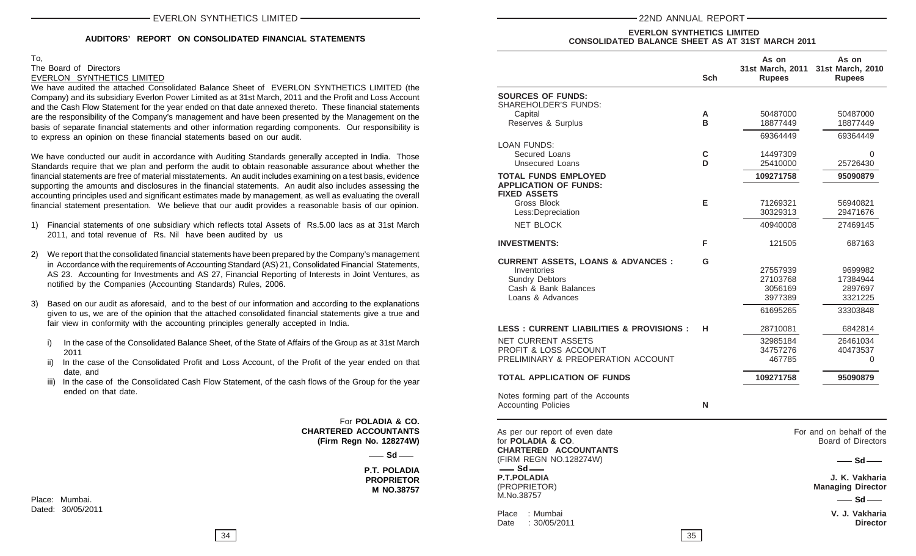## AUDITORS' REPORT ON CONSOLIDATED FINANCIAL STATEMENTS

To,
The Board of Directors
EVERLON SYNTHETICS LIMITED

We have audited the attached Consolidated Balance Sheet of EVERLON SYNTHETICS LIMITED (the Company) and its subsidiary Everlon Power Limited as at 31st March, 2011 and the Profit and Loss Account and the Cash Flow Statement for the year ended on that date annexed thereto. These financial statements are the responsibility of the Company's management and have been presented by the Management on the basis of separate financial statements and other information regarding components. Our responsibility is to express an opinion on these financial statements based on our audit.

We have conducted our audit in accordance with Auditing Standards generally accepted in India. Those Standards require that we plan and perform the audit to obtain reasonable assurance about whether the financial statements are free of material misstatements. An audit includes examining on a test basis, evidence supporting the amounts and disclosures in the financial statements. An audit also includes assessing the accounting principles used and significant estimates made by management, as well as evaluating the overall financial statement presentation. We believe that our audit provides a reasonable basis of our opinion.

1) Financial statements of one subsidiary which reflects total Assets of Rs.5.00 lacs as at 31st March 2011, and total revenue of Rs. Nil have been audited by us

2) We report that the consolidated financial statements have been prepared by the Company's management in Accordance with the requirements of Accounting Standard (AS) 21, Consolidated Financial Statements, AS 23. Accounting for Investments and AS 27, Financial Reporting of Interests in Joint Ventures, as notified by the Companies (Accounting Standards) Rules, 2006.

3) Based on our audit as aforesaid, and to the best of our information and according to the explanations given to us, we are of the opinion that the attached consolidated financial statements give a true and fair view in conformity with the accounting principles generally accepted in India.

   i) In the case of the Consolidated Balance Sheet, of the State of Affairs of the Group as at 31st March 2011
   ii) In the case of the Consolidated Profit and Loss Account, of the Profit of the year ended on that date, and
   iii) In the case of the Consolidated Cash Flow Statement, of the cash flows of the Group for the year ended on that date.

For **POLADIA & CO.**
**CHARTERED ACCOUNTANTS**
**(Firm Regn No. 128274W)**

— **Sd** —

**P.T. POLADIA**
**PROPRIETOR**
**M NO.38757**

Place: Mumbai.
Dated: 30/05/2011

## EVERLON SYNTHETICS LIMITED
## CONSOLIDATED BALANCE SHEET AS AT 31ST MARCH 2011

| | Sch | As on 31st March, 2011 Rupees | As on 31st March, 2010 Rupees |
|---|---|---|---|
| **SOURCES OF FUNDS:** | | | |
| SHAREHOLDER'S FUNDS: | | | |
| Capital | A | 50487000 | 50487000 |
| Reserves & Surplus | B | 18877449 | 18877449 |
| | | 69364449 | 69364449 |
| LOAN FUNDS: | | | |
| Secured Loans | C | 14497309 | 0 |
| Unsecured Loans | D | 25410000 | 25726430 |
| **TOTAL FUNDS EMPLOYED** | | **109271758** | **95090879** |
| **APPLICATION OF FUNDS:** | | | |
| **FIXED ASSETS** | | | |
| Gross Block | E | 71269321 | 56940821 |
| Less:Depreciation | | 30329313 | 29471676 |
| NET BLOCK | | 40940008 | 27469145 |
| **INVESTMENTS:** | F | 121505 | 687163 |
| **CURRENT ASSETS, LOANS & ADVANCES :** | G | | |
| Inventories | | 27557939 | 9699982 |
| Sundry Debtors | | 27103768 | 17384944 |
| Cash & Bank Balances | | 3056169 | 2897697 |
| Loans & Advances | | 3977389 | 3321225 |
| | | 61695265 | 33303848 |
| **LESS : CURRENT LIABILITIES & PROVISIONS :** | H | 28710081 | 6842814 |
| NET CURRENT ASSETS | | 32985184 | 26461034 |
| PROFIT & LOSS ACCOUNT | | 34757276 | 40473537 |
| PRELIMINARY & PREOPERATION ACCOUNT | | 467785 | 0 |
| **TOTAL APPLICATION OF FUNDS** | | **109271758** | **95090879** |
| Notes forming part of the Accounts Accounting Policies | N | | |

As per our report of even date
for **POLADIA & CO**.
**CHARTERED ACCOUNTANTS**
(FIRM REGN NO.128274W)
— **Sd** —
**P.T.POLADIA**
(PROPRIETOR)
M.No.38757

Place : Mumbai
Date : 30/05/2011

For and on behalf of the Board of Directors

— **Sd** —
**J. K. Vakharia**
**Managing Director**

— **Sd** —
**V. J. Vakharia**
**Director**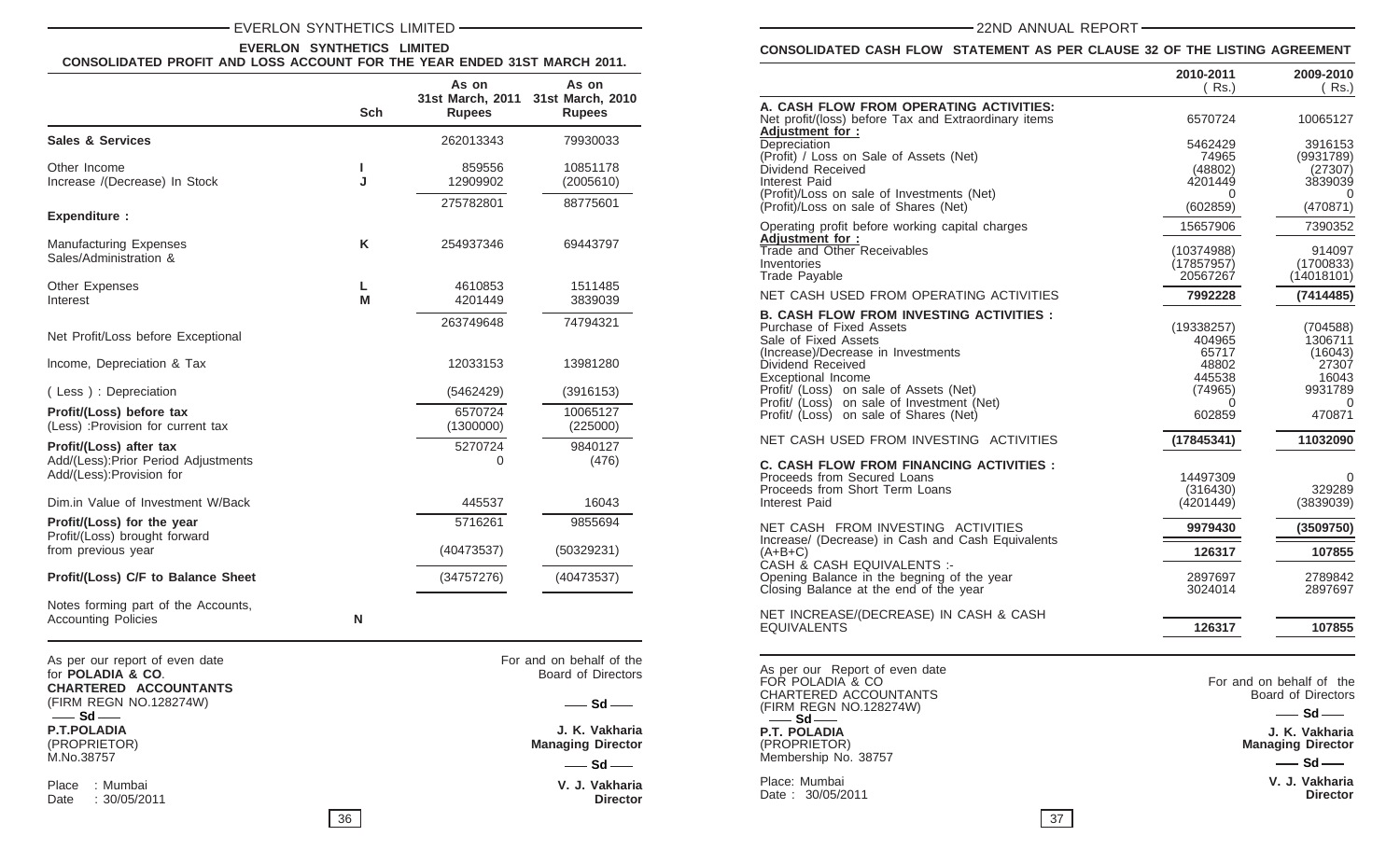## EVERLON SYNTHETICS LIMITED

### CONSOLIDATED PROFIT AND LOSS ACCOUNT FOR THE YEAR ENDED 31ST MARCH 2011.

| | Sch | As on 31st March, 2011 Rupees | As on 31st March, 2010 Rupees |
|---|---|---|---|
| **Sales & Services** | | 262013343 | 79930033 |
| Other Income | I | 859556 | 10851178 |
| Increase /(Decrease) In Stock | J | 12909902 | (2005610) |
| | | 275782801 | 88775601 |
| **Expenditure :** | | | |
| Manufacturing Expenses | K | 254937346 | 69443797 |
| Sales/Administration & Other Expenses | L | 4610853 | 1511485 |
| Interest | M | 4201449 | 3839039 |
| | | 263749648 | 74794321 |
| Net Profit/Loss before Exceptional Income, Depreciation & Tax | | 12033153 | 13981280 |
| ( Less ) : Depreciation | | (5462429) | (3916153) |
| **Profit/(Loss) before tax** | | 6570724 | 10065127 |
| (Less) :Provision for current tax | | (1300000) | (225000) |
| **Profit/(Loss) after tax** | | 5270724 | 9840127 |
| Add/(Less):Prior Period Adjustments | | 0 | (476) |
| Add/(Less):Provision for Dim.in Value of Investment W/Back | | 445537 | 16043 |
| **Profit/(Loss) for the year** | | 5716261 | 9855694 |
| Profit/(Loss) brought forward from previous year | | (40473537) | (50329231) |
| **Profit/(Loss) C/F to Balance Sheet** | | (34757276) | (40473537) |
| Notes forming part of the Accounts, Accounting Policies | N | | |

As per our report of even date
for **POLADIA & CO**.
**CHARTERED ACCOUNTANTS**
(FIRM REGN NO.128274W)
—— **Sd** ——
**P.T.POLADIA**
(PROPRIETOR)
M.No.38757

Place : Mumbai
Date : 30/05/2011

For and on behalf of the Board of Directors

—— **Sd** ——
**J. K. Vakharia**
**Managing Director**

—— **Sd** ——
**V. J. Vakharia**
**Director**

### CONSOLIDATED CASH FLOW STATEMENT AS PER CLAUSE 32 OF THE LISTING AGREEMENT

| | 2010-2011 ( Rs.) | 2009-2010 ( Rs.) |
|---|---|---|
| **A. CASH FLOW FROM OPERATING ACTIVITIES:** | | |
| Net profit/(loss) before Tax and Extraordinary items | 6570724 | 10065127 |
| **Adjustment for :** | | |
| Depreciation | 5462429 | 3916153 |
| (Profit) / Loss on Sale of Assets (Net) | 74965 | (9931789) |
| Dividend Received | (48802) | (27307) |
| Interest Paid | 4201449 | 3839039 |
| (Profit)/Loss on sale of Investments (Net) | 0 | 0 |
| (Profit)/Loss on sale of Shares (Net) | (602859) | (470871) |
| Operating profit before working capital charges | 15657906 | 7390352 |
| **Adjustment for :** | | |
| Trade and Other Receivables | (10374988) | 914097 |
| Inventories | (17857957) | (1700833) |
| Trade Payable | 20567267 | (14018101) |
| NET CASH USED FROM OPERATING ACTIVITIES | **7992228** | **(7414485)** |
| **B. CASH FLOW FROM INVESTING ACTIVITIES :** | | |
| Purchase of Fixed Assets | (19338257) | (704588) |
| Sale of Fixed Assets | 404965 | 1306711 |
| (Increase)/Decrease in Investments | 65717 | (16043) |
| Dividend Received | 48802 | 27307 |
| Exceptional Income | 445538 | 16043 |
| Profit/ (Loss) on sale of Assets (Net) | (74965) | 9931789 |
| Profit/ (Loss) on sale of Investment (Net) | 0 | 0 |
| Profit/ (Loss) on sale of Shares (Net) | 602859 | 470871 |
| NET CASH USED FROM INVESTING ACTIVITIES | **(17845341)** | **11032090** |
| **C. CASH FLOW FROM FINANCING ACTIVITIES :** | | |
| Proceeds from Secured Loans | 14497309 | 0 |
| Proceeds from Short Term Loans | (316430) | 329289 |
| Interest Paid | (4201449) | (3839039) |
| NET CASH FROM INVESTING ACTIVITIES | **9979430** | **(3509750)** |
| Increase/ (Decrease) in Cash and Cash Equivalents (A+B+C) | **126317** | **107855** |
| CASH & CASH EQUIVALENTS :- | | |
| Opening Balance in the begning of the year | 2897697 | 2789842 |
| Closing Balance at the end of the year | 3024014 | 2897697 |
| NET INCREASE/(DECREASE) IN CASH & CASH EQUIVALENTS | **126317** | **107855** |

As per our Report of even date
FOR POLADIA & CO
CHARTERED ACCOUNTANTS
(FIRM REGN NO.128274W)
—— **Sd** ——
**P.T. POLADIA**
(PROPRIETOR)
Membership No. 38757

Place: Mumbai
Date : 30/05/2011

For and on behalf of the Board of Directors

—— **Sd** ——
**J. K. Vakharia**
**Managing Director**

—— **Sd** ——
**V. J. Vakharia**
**Director**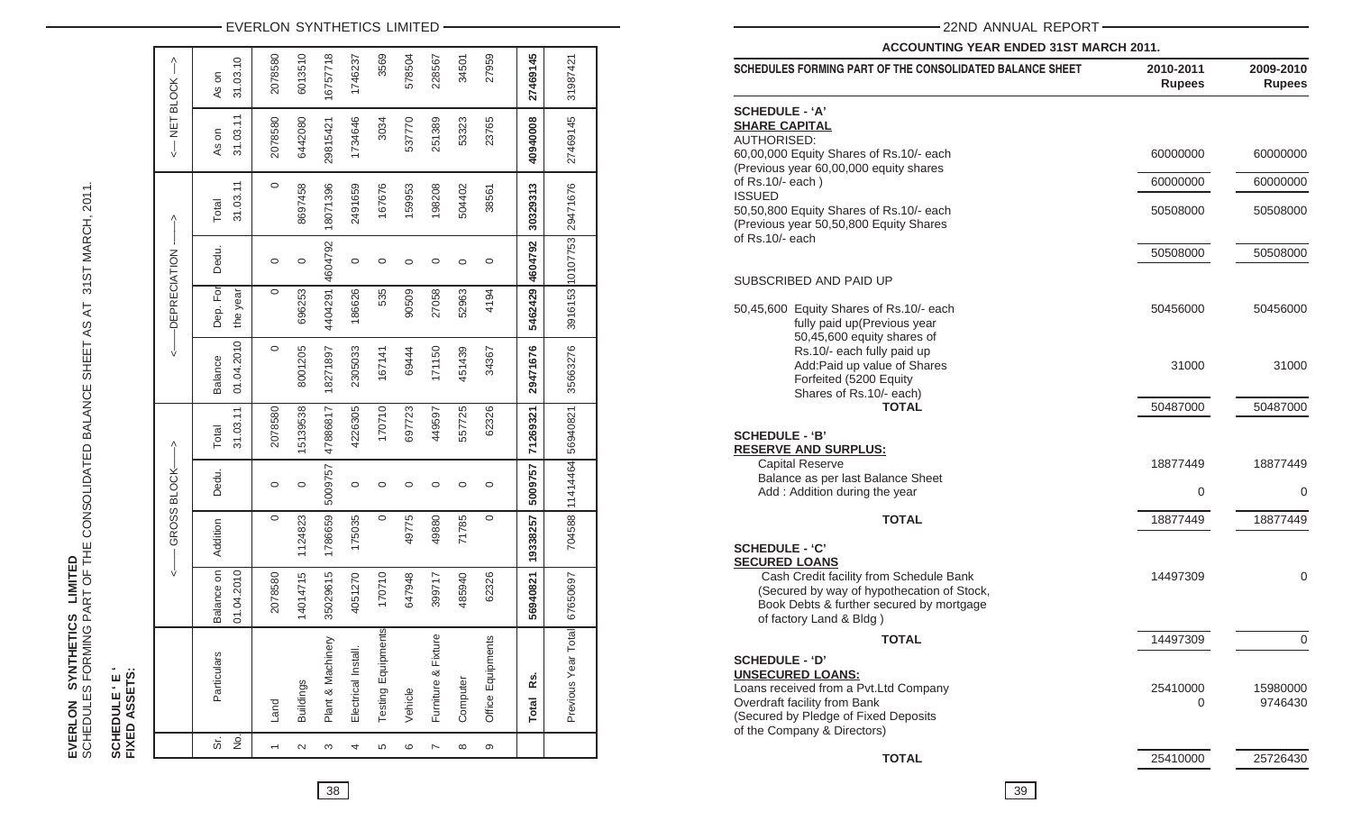**EVERLON SYNTHETICS LIMITED**
SCHEDULES FORMING PART OF THE CONSOLIDATED BALANCE SHEET AS AT 31ST MARCH, 2011.

**SCHEDULE ' E '**
**FIXED ASSETS:**

| Sr. No. | Particulars | GROSS BLOCK | | | | DEPRECIATION | | | | NET BLOCK | |
|---|---|---|---|---|---|---|---|---|---|---|---|
| | | Balance on 01.04.2010 | Addition | Dedu. | Total 31.03.11 | Balance 01.04.2010 | Dep. For the year | Dedu. | Total 31.03.11 | As on 31.03.11 | As on 31.03.10 |
| 1 | Land | 2078580 | 0 | 0 | 2078580 | 0 | 0 | 0 | 0 | 2078580 | 2078580 |
| 2 | Buildings | 14014715 | 1124823 | 0 | 15139538 | 8001205 | 696253 | 0 | 8697458 | 6442080 | 6013510 |
| 3 | Plant & Machinery | 35029615 | 1786659 | 5009757 | 47886817 | 18271897 | 4404291 | 4604792 | 18071396 | 29815421 | 16757718 |
| 4 | Electrical Install. | 4051270 | 175035 | 0 | 4226305 | 2305033 | 186626 | 0 | 2491659 | 1734646 | 1746237 |
| 5 | Testing Equipments | 170710 | 0 | 0 | 170710 | 167141 | 535 | 0 | 167676 | 3034 | 3569 |
| 6 | Vehicle | 647948 | 49775 | 0 | 697723 | 69444 | 90509 | 0 | 159953 | 537770 | 578504 |
| 7 | Furniture & Fixture | 399717 | 49880 | 0 | 449597 | 171150 | 27058 | 0 | 198208 | 251389 | 228567 |
| 8 | Computer | 485940 | 71785 | 0 | 557725 | 451439 | 52963 | 0 | 504402 | 53323 | 34501 |
| 9 | Office Equipments | 62326 | 0 | 0 | 62326 | 34367 | 4194 | 0 | 38561 | 23765 | 27959 |
| | **Total Rs.** | **56940821** | **19338257** | **5009757** | **71269321** | **29471676** | **5462429** | **4604792** | **30329313** | **40940008** | **27469145** |
| | Previous Year Total | 67650697 | 704588 | 11414464 | 56940821 | 35663276 | 3916153 | 10107753 | 29471676 | 27469145 | 31987421 |

**ACCOUNTING YEAR ENDED 31ST MARCH 2011.**

| SCHEDULES FORMING PART OF THE CONSOLIDATED BALANCE SHEET | 2010-2011 Rupees | 2009-2010 Rupees |
|---|---|---|
| **SCHEDULE - 'A'** | | |
| **SHARE CAPITAL** | | |
| AUTHORISED: | | |
| 60,00,000 Equity Shares of Rs.10/- each (Previous year 60,00,000 equity shares of Rs.10/- each ) | 60000000 | 60000000 |
| | 60000000 | 60000000 |
| ISSUED | | |
| 50,50,800 Equity Shares of Rs.10/- each (Previous year 50,50,800 Equity Shares of Rs.10/- each | 50508000 | 50508000 |
| | 50508000 | 50508000 |
| SUBSCRIBED AND PAID UP | | |
| 50,45,600 Equity Shares of Rs.10/- each fully paid up(Previous year 50,45,600 equity shares of Rs.10/- each fully paid up | 50456000 | 50456000 |
| Add:Paid up value of Shares Forfeited (5200 Equity Shares of Rs.10/- each) | 31000 | 31000 |
| **TOTAL** | 50487000 | 50487000 |
| **SCHEDULE - 'B'** | | |
| **RESERVE AND SURPLUS:** | | |
| Capital Reserve | 18877449 | 18877449 |
| Balance as per last Balance Sheet | | |
| Add : Addition during the year | 0 | 0 |
| **TOTAL** | 18877449 | 18877449 |
| **SCHEDULE - 'C'** | | |
| **SECURED LOANS** | | |
| Cash Credit facility from Schedule Bank (Secured by way of hypothecation of Stock, Book Debts & further secured by mortgage of factory Land & Bldg ) | 14497309 | 0 |
| **TOTAL** | 14497309 | 0 |
| **SCHEDULE - 'D'** | | |
| **UNSECURED LOANS:** | | |
| Loans received from a Pvt.Ltd Company | 25410000 | 15980000 |
| Overdraft facility from Bank (Secured by Pledge of Fixed Deposits of the Company & Directors) | 0 | 9746430 |
| **TOTAL** | 25410000 | 25726430 |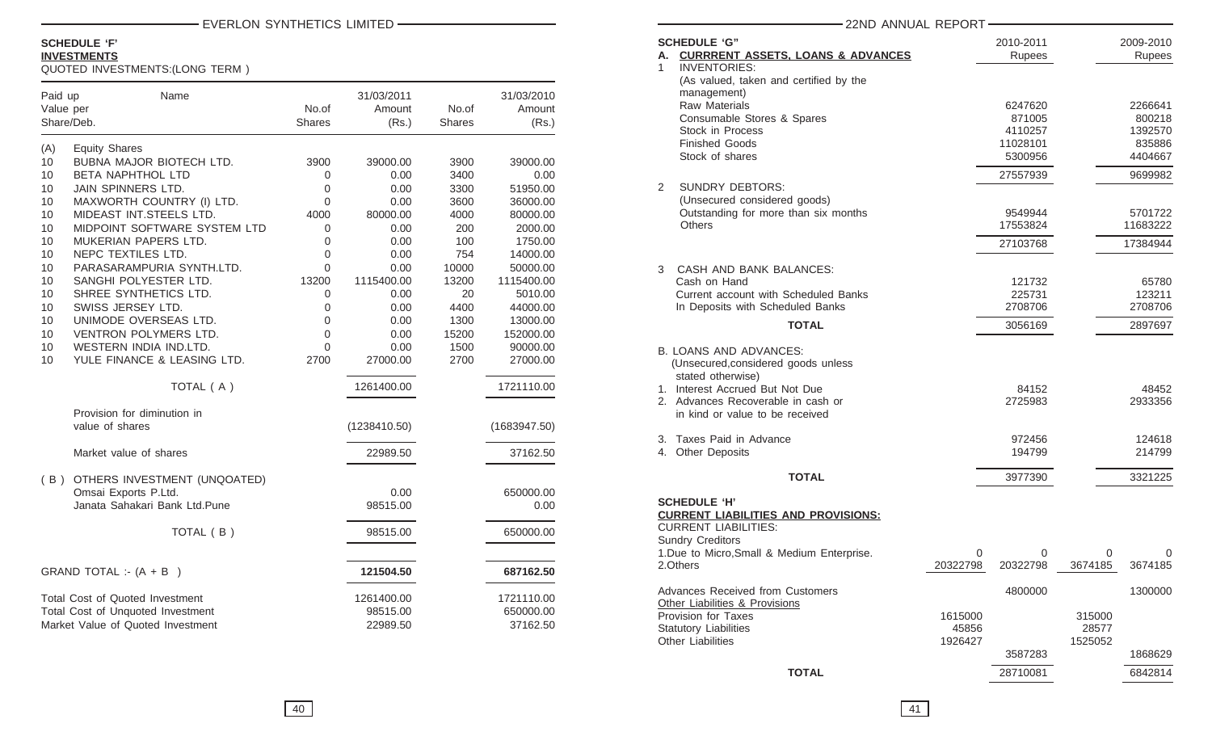## SCHEDULE 'F'

### INVESTMENTS

QUOTED INVESTMENTS:(LONG TERM )

| Paid up Value per Share/Deb. | Name | No.of Shares | 31/03/2011 Amount (Rs.) | No.of Shares | 31/03/2010 Amount (Rs.) |
|---|---|---|---|---|---|
| (A) | Equity Shares | | | | |
| 10 | BUBNA MAJOR BIOTECH LTD. | 3900 | 39000.00 | 3900 | 39000.00 |
| 10 | BETA NAPHTHOL LTD | 0 | 0.00 | 3400 | 0.00 |
| 10 | JAIN SPINNERS LTD. | 0 | 0.00 | 3300 | 51950.00 |
| 10 | MAXWORTH COUNTRY (I) LTD. | 0 | 0.00 | 3600 | 36000.00 |
| 10 | MIDEAST INT.STEELS LTD. | 4000 | 80000.00 | 4000 | 80000.00 |
| 10 | MIDPOINT SOFTWARE SYSTEM LTD | 0 | 0.00 | 200 | 2000.00 |
| 10 | MUKERIAN PAPERS LTD. | 0 | 0.00 | 100 | 1750.00 |
| 10 | NEPC TEXTILES LTD. | 0 | 0.00 | 754 | 14000.00 |
| 10 | PARASARAMPURIA SYNTH.LTD. | 0 | 0.00 | 10000 | 50000.00 |
| 10 | SANGHI POLYESTER LTD. | 13200 | 1115400.00 | 13200 | 1115400.00 |
| 10 | SHREE SYNTHETICS LTD. | 0 | 0.00 | 20 | 5010.00 |
| 10 | SWISS JERSEY LTD. | 0 | 0.00 | 4400 | 44000.00 |
| 10 | UNIMODE OVERSEAS LTD. | 0 | 0.00 | 1300 | 13000.00 |
| 10 | VENTRON POLYMERS LTD. | 0 | 0.00 | 15200 | 152000.00 |
| 10 | WESTERN INDIA IND.LTD. | 0 | 0.00 | 1500 | 90000.00 |
| 10 | YULE FINANCE & LEASING LTD. | 2700 | 27000.00 | 2700 | 27000.00 |
| | TOTAL ( A ) | | 1261400.00 | | 1721110.00 |
| | Provision for diminution in value of shares | | (1238410.50) | | (1683947.50) |
| | Market value of shares | | 22989.50 | | 37162.50 |
| ( B ) | OTHERS INVESTMENT (UNQOATED) | | | | |
| | Omsai Exports P.Ltd. | | 0.00 | | 650000.00 |
| | Janata Sahakari Bank Ltd.Pune | | 98515.00 | | 0.00 |
| | TOTAL ( B ) | | 98515.00 | | 650000.00 |
| | GRAND TOTAL :- (A + B ) | | **121504.50** | | **687162.50** |
| | Total Cost of Quoted Investment | | 1261400.00 | | 1721110.00 |
| | Total Cost of Unquoted Investment | | 98515.00 | | 650000.00 |
| | Market Value of Quoted Investment | | 22989.50 | | 37162.50 |

## SCHEDULE 'G"

| | | 2010-2011 Rupees | | 2009-2010 Rupees |
|---|---|---|---|---|
| **A. CURRRENT ASSETS, LOANS & ADVANCES** | | | | |
| 1 INVENTORIES: (As valued, taken and certified by the management) | | | | |
| Raw Materials | | 6247620 | | 2266641 |
| Consumable Stores & Spares | | 871005 | | 800218 |
| Stock in Process | | 4110257 | | 1392570 |
| Finished Goods | | 11028101 | | 835886 |
| Stock of shares | | 5300956 | | 4404667 |
| | | 27557939 | | 9699982 |
| 2 SUNDRY DEBTORS: (Unsecured considered goods) | | | | |
| Outstanding for more than six months | | 9549944 | | 5701722 |
| Others | | 17553824 | | 11683222 |
| | | 27103768 | | 17384944 |
| 3 CASH AND BANK BALANCES: | | | | |
| Cash on Hand | | 121732 | | 65780 |
| Current account with Scheduled Banks | | 225731 | | 123211 |
| In Deposits with Scheduled Banks | | 2708706 | | 2708706 |
| **TOTAL** | | 3056169 | | 2897697 |
| B. LOANS AND ADVANCES: (Unsecured,considered goods unless stated otherwise) | | | | |
| 1. Interest Accrued But Not Due | | 84152 | | 48452 |
| 2. Advances Recoverable in cash or in kind or value to be received | | 2725983 | | 2933356 |
| 3. Taxes Paid in Advance | | 972456 | | 124618 |
| 4. Other Deposits | | 194799 | | 214799 |
| **TOTAL** | | 3977390 | | 3321225 |

## SCHEDULE 'H'

**CURRENT LIABILITIES AND PROVISIONS:**

| | | 2010-2011 Rupees | | 2009-2010 Rupees |
|---|---|---|---|---|
| CURRENT LIABILITIES: | | | | |
| Sundry Creditors | | | | |
| 1.Due to Micro,Small & Medium Enterprise. | 0 | 0 | 0 | 0 |
| 2.Others | 20322798 | 20322798 | 3674185 | 3674185 |
| Advances Received from Customers | | 4800000 | | 1300000 |
| Other Liabilities & Provisions | | | | |
| Provision for Taxes | 1615000 | | 315000 | |
| Statutory Liabilities | 45856 | | 28577 | |
| Other Liabilities | 1926427 | | 1525052 | |
| | | 3587283 | | 1868629 |
| **TOTAL** | | 28710081 | | 6842814 |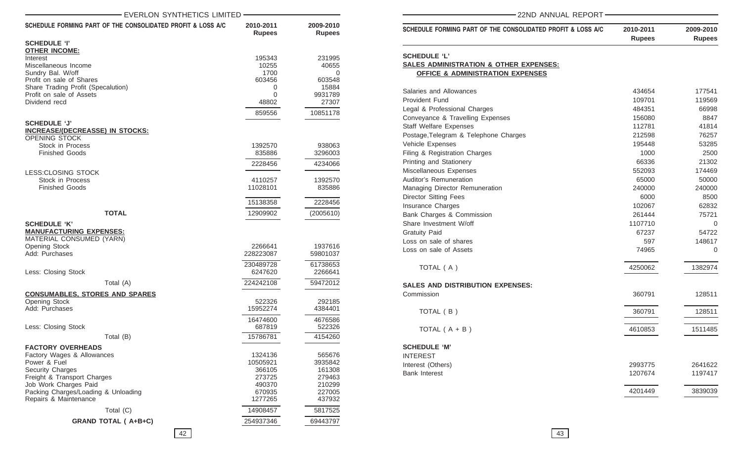| SCHEDULE FORMING PART OF THE CONSOLIDATED PROFIT & LOSS A/C | 2010-2011 Rupees | 2009-2010 Rupees |
|---|---|---|
| **SCHEDULE 'I'** | | |
| **OTHER INCOME:** | | |
| Interest | 195343 | 231995 |
| Miscellaneous Income | 10255 | 40655 |
| Sundry Bal. W/off | 1700 | 0 |
| Profit on sale of Shares | 603456 | 603548 |
| Share Trading Profit (Specalution) | 0 | 15884 |
| Profit on sale of Assets | 0 | 9931789 |
| Dividend recd | 48802 | 27307 |
| | 859556 | 10851178 |
| **SCHEDULE 'J'** | | |
| **INCREASE/(DECREASSE) IN STOCKS:** | | |
| OPENING STOCK | | |
| Stock in Process | 1392570 | 938063 |
| Finished Goods | 835886 | 3296003 |
| | 2228456 | 4234066 |
| LESS:CLOSING STOCK | | |
| Stock in Process | 4110257 | 1392570 |
| Finished Goods | 11028101 | 835886 |
| | 15138358 | 2228456 |
| **TOTAL** | 12909902 | (2005610) |
| **SCHEDULE 'K'** | | |
| **MANUFACTURING EXPENSES:** | | |
| MATERIAL CONSUMED (YARN) | | |
| Opening Stock | 2266641 | 1937616 |
| Add: Purchases | 228223087 | 59801037 |
| | 230489728 | 61738653 |
| Less: Closing Stock | 6247620 | 2266641 |
| Total (A) | 224242108 | 59472012 |
| **CONSUMABLES, STORES AND SPARES** | | |
| Opening Stock | 522326 | 292185 |
| Add: Purchases | 15952274 | 4384401 |
| | 16474600 | 4676586 |
| Less: Closing Stock | 687819 | 522326 |
| Total (B) | 15786781 | 4154260 |
| **FACTORY OVERHEADS** | | |
| Factory Wages & Allowances | 1324136 | 565676 |
| Power & Fuel | 10505921 | 3935842 |
| Security Charges | 366105 | 161308 |
| Freight & Transport Charges | 273725 | 279463 |
| Job Work Charges Paid | 490370 | 210299 |
| Packing Charges/Loading & Unloading | 670935 | 227005 |
| Repairs & Maintenance | 1277265 | 437932 |
| Total (C) | 14908457 | 5817525 |
| **GRAND TOTAL ( A+B+C)** | 254937346 | 69443797 |

| SCHEDULE FORMING PART OF THE CONSOLIDATED PROFIT & LOSS A/C | 2010-2011 Rupees | 2009-2010 Rupees |
|---|---|---|
| **SCHEDULE 'L'** | | |
| **SALES ADMINISTRATION & OTHER EXPENSES:** | | |
| **OFFICE & ADMINISTRATION EXPENSES** | | |
| Salaries and Allowances | 434654 | 177541 |
| Provident Fund | 109701 | 119569 |
| Legal & Professional Charges | 484351 | 66998 |
| Conveyance & Travelling Expenses | 156080 | 8847 |
| Staff Welfare Expenses | 112781 | 41814 |
| Postage,Telegram & Telephone Charges | 212598 | 76257 |
| Vehicle Expenses | 195448 | 53285 |
| Filing & Registration Charges | 1000 | 2500 |
| Printing and Stationery | 66336 | 21302 |
| Miscellaneous Expenses | 552093 | 174469 |
| Auditor's Remuneration | 65000 | 50000 |
| Managing Director Remuneration | 240000 | 240000 |
| Director Sitting Fees | 6000 | 8500 |
| Insurance Charges | 102067 | 62832 |
| Bank Charges & Commission | 261444 | 75721 |
| Share Investment W/off | 1107710 | 0 |
| Gratuity Paid | 67237 | 54722 |
| Loss on sale of shares | 597 | 148617 |
| Loss on sale of Assets | 74965 | 0 |
| TOTAL ( A ) | 4250062 | 1382974 |
| **SALES AND DISTRIBUTION EXPENSES:** | | |
| Commission | 360791 | 128511 |
| TOTAL ( B ) | 360791 | 128511 |
| TOTAL ( A + B ) | 4610853 | 1511485 |
| **SCHEDULE 'M'** | | |
| INTEREST | | |
| Interest (Others) | 2993775 | 2641622 |
| Bank Interest | 1207674 | 1197417 |
| | 4201449 | 3839039 |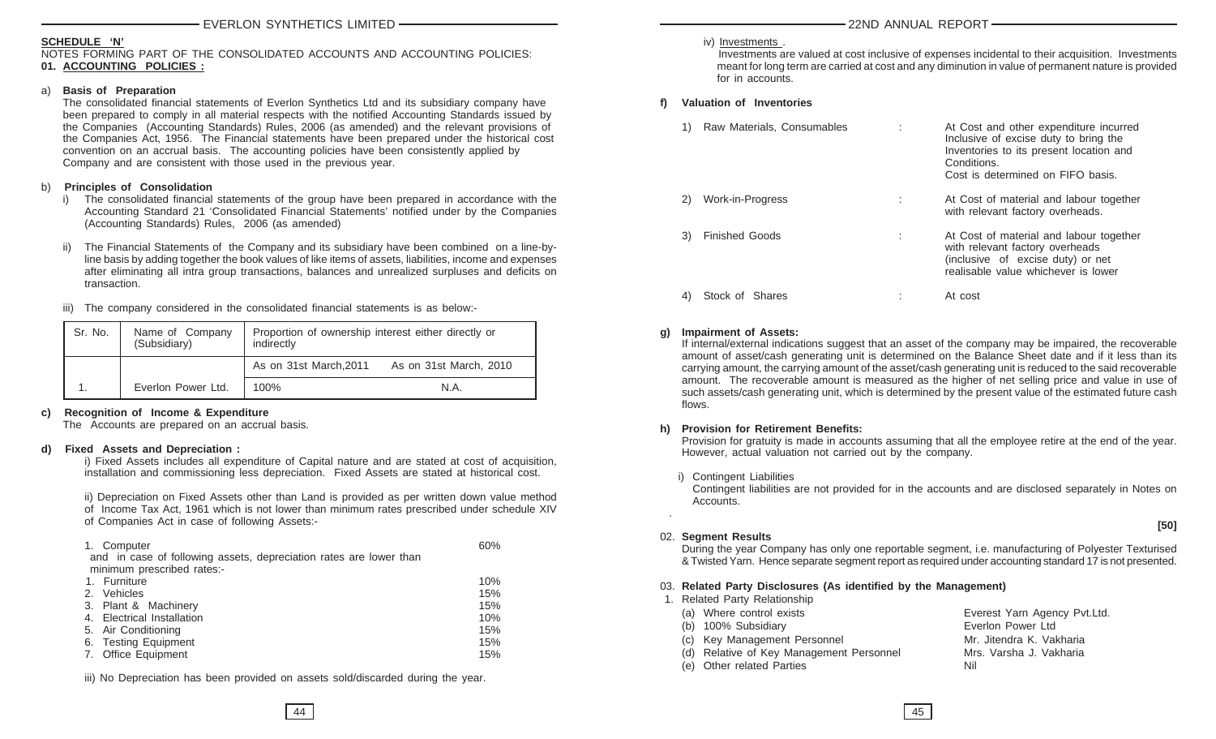**SCHEDULE 'N'**

NOTES FORMING PART OF THE CONSOLIDATED ACCOUNTS AND ACCOUNTING POLICIES:

**01. ACCOUNTING POLICIES :**

a) **Basis of Preparation**

The consolidated financial statements of Everlon Synthetics Ltd and its subsidiary company have been prepared to comply in all material respects with the notified Accounting Standards issued by the Companies (Accounting Standards) Rules, 2006 (as amended) and the relevant provisions of the Companies Act, 1956. The Financial statements have been prepared under the historical cost convention on an accrual basis. The accounting policies have been consistently applied by Company and are consistent with those used in the previous year.

b) **Principles of Consolidation**

i) The consolidated financial statements of the group have been prepared in accordance with the Accounting Standard 21 'Consolidated Financial Statements' notified under by the Companies (Accounting Standards) Rules, 2006 (as amended)

ii) The Financial Statements of the Company and its subsidiary have been combined on a line-by-line basis by adding together the book values of like items of assets, liabilities, income and expenses after eliminating all intra group transactions, balances and unrealized surpluses and deficits on transaction.

iii) The company considered in the consolidated financial statements is as below:-

| Sr. No. | Name of Company (Subsidiary) | Proportion of ownership interest either directly or indirectly | |
|---|---|---|---|
| | | As on 31st March,2011 | As on 31st March, 2010 |
| 1. | Everlon Power Ltd. | 100% | N.A. |

c) **Recognition of Income & Expenditure**

The Accounts are prepared on an accrual basis.

d) **Fixed Assets and Depreciation :**

i) Fixed Assets includes all expenditure of Capital nature and are stated at cost of acquisition, installation and commissioning less depreciation. Fixed Assets are stated at historical cost.

ii) Depreciation on Fixed Assets other than Land is provided as per written down value method of Income Tax Act, 1961 which is not lower than minimum rates prescribed under schedule XIV of Companies Act in case of following Assets:-

| | |
|---|---|
| 1. Computer | 60% |
| and in case of following assets, depreciation rates are lower than minimum prescribed rates:- | |
| 1. Furniture | 10% |
| 2. Vehicles | 15% |
| 3. Plant & Machinery | 15% |
| 4. Electrical Installation | 10% |
| 5. Air Conditioning | 15% |
| 6. Testing Equipment | 15% |
| 7. Office Equipment | 15% |

iii) No Depreciation has been provided on assets sold/discarded during the year.

iv) Investments .

Investments are valued at cost inclusive of expenses incidental to their acquisition. Investments meant for long term are carried at cost and any diminution in value of permanent nature is provided for in accounts.

f) **Valuation of Inventories**

| | | |
|---|---|---|
| 1) Raw Materials, Consumables | : | At Cost and other expenditure incurred Inclusive of excise duty to bring the Inventories to its present location and Conditions. Cost is determined on FIFO basis. |
| 2) Work-in-Progress | : | At Cost of material and labour together with relevant factory overheads. |
| 3) Finished Goods | : | At Cost of material and labour together with relevant factory overheads (inclusive of excise duty) or net realisable value whichever is lower |
| 4) Stock of Shares | : | At cost |

g) **Impairment of Assets:**

If internal/external indications suggest that an asset of the company may be impaired, the recoverable amount of asset/cash generating unit is determined on the Balance Sheet date and if it less than its carrying amount, the carrying amount of the asset/cash generating unit is reduced to the said recoverable amount. The recoverable amount is measured as the higher of net selling price and value in use of such assets/cash generating unit, which is determined by the present value of the estimated future cash flows.

h) **Provision for Retirement Benefits:**

Provision for gratuity is made in accounts assuming that all the employee retire at the end of the year. However, actual valuation not carried out by the company.

i) Contingent Liabilities

Contingent liabilities are not provided for in the accounts and are disclosed separately in Notes on Accounts.

**[50]**

02. **Segment Results**

During the year Company has only one reportable segment, i.e. manufacturing of Polyester Texturised & Twisted Yarn. Hence separate segment report as required under accounting standard 17 is not presented.

03. **Related Party Disclosures (As identified by the Management)**

1. Related Party Relationship

| | |
|---|---|
| (a) Where control exists | Everest Yarn Agency Pvt.Ltd. |
| (b) 100% Subsidiary | Everlon Power Ltd |
| (c) Key Management Personnel | Mr. Jitendra K. Vakharia |
| (d) Relative of Key Management Personnel | Mrs. Varsha J. Vakharia |
| (e) Other related Parties | Nil |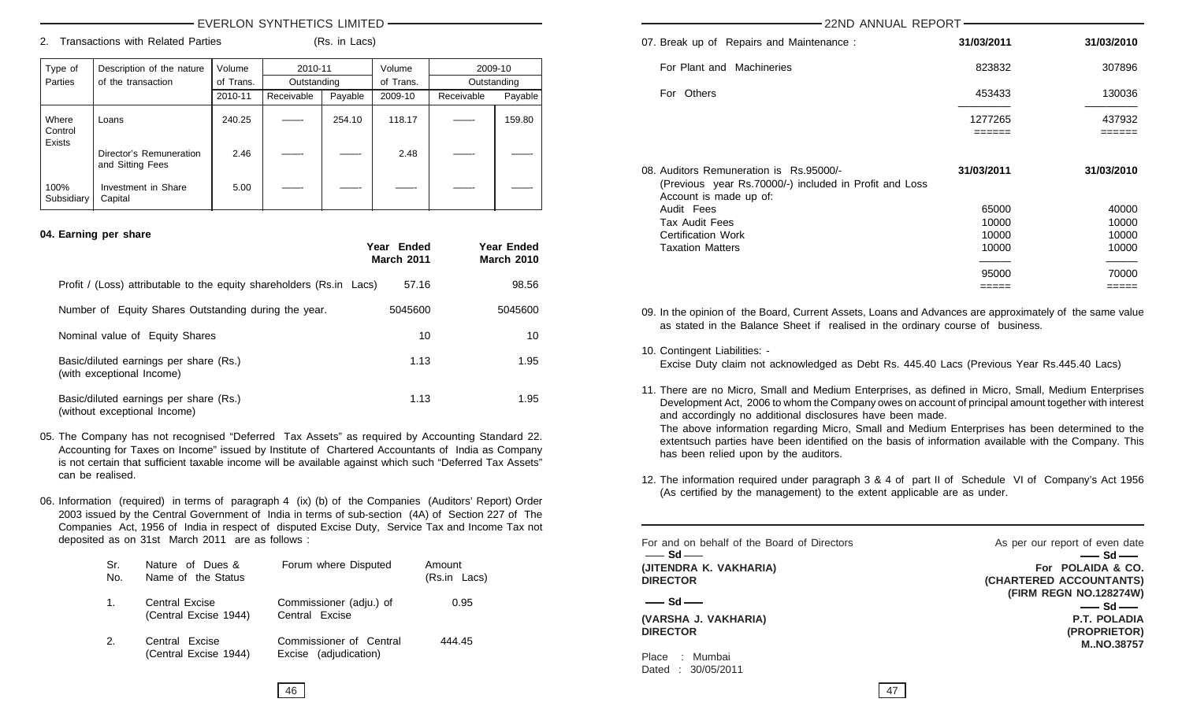2. Transactions with Related Parties (Rs. in Lacs)

| Type of Parties | Description of the nature of the transaction | Volume of Trans. | 2010-11 Outstanding | | Volume of Trans. | 2009-10 Outstanding | |
|---|---|---|---|---|---|---|---|
| | | 2010-11 | Receivable | Payable | 2009-10 | Receivable | Payable |
| Where Control Exists | Loans | 240.25 | ——- | 254.10 | 118.17 | ——- | 159.80 |
| | Director's Remuneration and Sitting Fees | 2.46 | ——- | ——- | 2.48 | ——- | ——- |
| 100% Subsidiary | Investment in Share Capital | 5.00 | ——- | ——- | ——- | ——- | ——- |

**04. Earning per share**

| | Year Ended March 2011 | Year Ended March 2010 |
|---|---|---|
| Profit / (Loss) attributable to the equity shareholders (Rs.in Lacs) | 57.16 | 98.56 |
| Number of Equity Shares Outstanding during the year. | 5045600 | 5045600 |
| Nominal value of Equity Shares | 10 | 10 |
| Basic/diluted earnings per share (Rs.) (with exceptional Income) | 1.13 | 1.95 |
| Basic/diluted earnings per share (Rs.) (without exceptional Income) | 1.13 | 1.95 |

05. The Company has not recognised "Deferred Tax Assets" as required by Accounting Standard 22. Accounting for Taxes on Income" issued by Institute of Chartered Accountants of India as Company is not certain that sufficient taxable income will be available against which such "Deferred Tax Assets" can be realised.

06. Information (required) in terms of paragraph 4 (ix) (b) of the Companies (Auditors' Report) Order 2003 issued by the Central Government of India in terms of sub-section (4A) of Section 227 of The Companies Act, 1956 of India in respect of disputed Excise Duty, Service Tax and Income Tax not deposited as on 31st March 2011 are as follows :

| Sr. No. | Nature of Dues & Name of the Status | Forum where Disputed | Amount (Rs.in Lacs) |
|---|---|---|---|
| 1. | Central Excise (Central Excise 1944) | Commissioner (adju.) of Central Excise | 0.95 |
| 2. | Central Excise (Central Excise 1944) | Commissioner of Central Excise (adjudication) | 444.45 |

| 07. Break up of Repairs and Maintenance : | 31/03/2011 | 31/03/2010 |
|---|---|---|
| For Plant and Machineries | 823832 | 307896 |
| For Others | 453433 | 130036 |
| | 1277265 | 437932 |

| 08. Auditors Remuneration is Rs.95000/- (Previous year Rs.70000/-) included in Profit and Loss Account is made up of: | 31/03/2011 | 31/03/2010 |
|---|---|---|
| Audit Fees | 65000 | 40000 |
| Tax Audit Fees | 10000 | 10000 |
| Certification Work | 10000 | 10000 |
| Taxation Matters | 10000 | 10000 |
| | 95000 | 70000 |

09. In the opinion of the Board, Current Assets, Loans and Advances are approximately of the same value as stated in the Balance Sheet if realised in the ordinary course of business.

10. Contingent Liabilities: -
Excise Duty claim not acknowledged as Debt Rs. 445.40 Lacs (Previous Year Rs.445.40 Lacs)

11. There are no Micro, Small and Medium Enterprises, as defined in Micro, Small, Medium Enterprises Development Act, 2006 to whom the Company owes on account of principal amount together with interest and accordingly no additional disclosures have been made.
The above information regarding Micro, Small and Medium Enterprises has been determined to the extentsuch parties have been identified on the basis of information available with the Company. This has been relied upon by the auditors.

12. The information required under paragraph 3 & 4 of part II of Schedule VI of Company's Act 1956 (As certified by the management) to the extent applicable are as under.

For and on behalf of the Board of Directors

—— Sd ——
**(JITENDRA K. VAKHARIA)**
**DIRECTOR**

—— Sd ——
**(VARSHA J. VAKHARIA)**
**DIRECTOR**

Place : Mumbai
Dated : 30/05/2011

As per our report of even date

—— Sd ——
**For POLAIDA & CO.**
**(CHARTERED ACCOUNTANTS)**
**(FIRM REGN NO.128274W)**

—— Sd ——
**P.T. POLADIA**
**(PROPRIETOR)**
**M..NO.38757**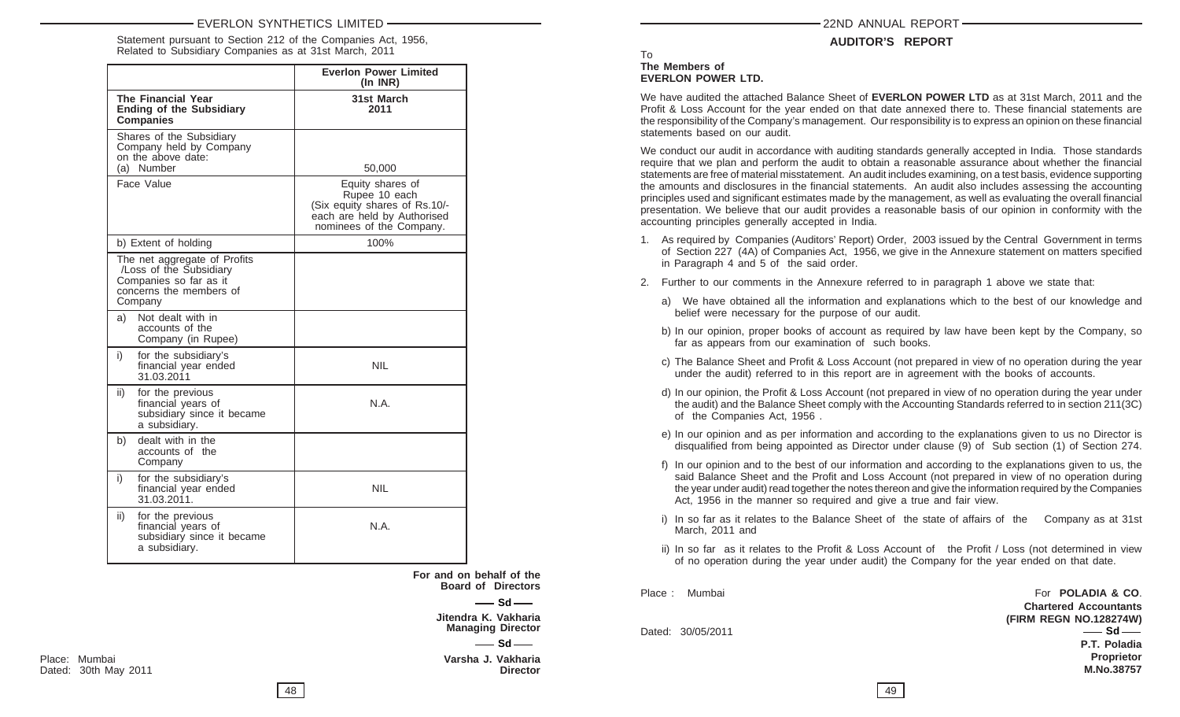Statement pursuant to Section 212 of the Companies Act, 1956, Related to Subsidiary Companies as at 31st March, 2011

| | **Everlon Power Limited (In INR)** |
|---|---|
| **The Financial Year Ending of the Subsidiary Companies** | **31st March 2011** |
| Shares of the Subsidiary Company held by Company on the above date: (a) Number | 50,000 |
| Face Value | Equity shares of Rupee 10 each (Six equity shares of Rs.10/- each are held by Authorised nominees of the Company. |
| b) Extent of holding | 100% |
| The net aggregate of Profits /Loss of the Subsidiary Companies so far as it concerns the members of Company | |
| a) Not dealt with in accounts of the Company (in Rupee) | |
| i) for the subsidiary's financial year ended 31.03.2011 | NIL |
| ii) for the previous financial years of subsidiary since it became a subsidiary. | N.A. |
| b) dealt with in the accounts of the Company | |
| i) for the subsidiary's financial year ended 31.03.2011. | NIL |
| ii) for the previous financial years of subsidiary since it became a subsidiary. | N.A. |

**For and on behalf of the Board of Directors**

— **Sd** —

**Jitendra K. Vakharia**
**Managing Director**

— **Sd** —

**Varsha J. Vakharia**
**Director**

Place: Mumbai
Dated: 30th May 2011

## AUDITOR'S REPORT

To
**The Members of**
**EVERLON POWER LTD.**

We have audited the attached Balance Sheet of **EVERLON POWER LTD** as at 31st March, 2011 and the Profit & Loss Account for the year ended on that date annexed there to. These financial statements are the responsibility of the Company's management. Our responsibility is to express an opinion on these financial statements based on our audit.

We conduct our audit in accordance with auditing standards generally accepted in India. Those standards require that we plan and perform the audit to obtain a reasonable assurance about whether the financial statements are free of material misstatement. An audit includes examining, on a test basis, evidence supporting the amounts and disclosures in the financial statements. An audit also includes assessing the accounting principles used and significant estimates made by the management, as well as evaluating the overall financial presentation. We believe that our audit provides a reasonable basis of our opinion in conformity with the accounting principles generally accepted in India.

1. As required by Companies (Auditors' Report) Order, 2003 issued by the Central Government in terms of Section 227 (4A) of Companies Act, 1956, we give in the Annexure statement on matters specified in Paragraph 4 and 5 of the said order.
2. Further to our comments in the Annexure referred to in paragraph 1 above we state that:
   a) We have obtained all the information and explanations which to the best of our knowledge and belief were necessary for the purpose of our audit.
   b) In our opinion, proper books of account as required by law have been kept by the Company, so far as appears from our examination of such books.
   c) The Balance Sheet and Profit & Loss Account (not prepared in view of no operation during the year under the audit) referred to in this report are in agreement with the books of accounts.
   d) In our opinion, the Profit & Loss Account (not prepared in view of no operation during the year under the audit) and the Balance Sheet comply with the Accounting Standards referred to in section 211(3C) of the Companies Act, 1956 .
   e) In our opinion and as per information and according to the explanations given to us no Director is disqualified from being appointed as Director under clause (9) of Sub section (1) of Section 274.
   f) In our opinion and to the best of our information and according to the explanations given to us, the said Balance Sheet and the Profit and Loss Account (not prepared in view of no operation during the year under audit) read together the notes thereon and give the information required by the Companies Act, 1956 in the manner so required and give a true and fair view.
   i) In so far as it relates to the Balance Sheet of the state of affairs of the Company as at 31st March, 2011 and
   ii) In so far as it relates to the Profit & Loss Account of the Profit / Loss (not determined in view of no operation during the year under audit) the Company for the year ended on that date.

Place : Mumbai

Dated: 30/05/2011

For **POLADIA & CO**.
**Chartered Accountants**
**(FIRM REGN NO.128274W)**
— **Sd** —
**P.T. Poladia**
**Proprietor**
**M.No.38757**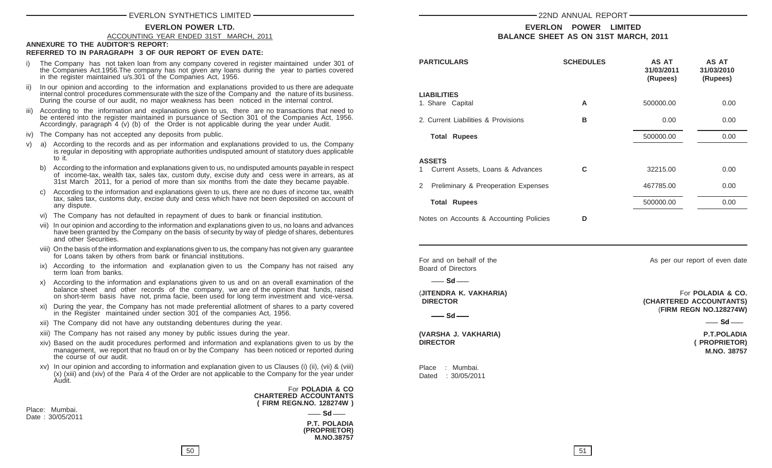## EVERLON POWER LTD.

ACCOUNTING YEAR ENDED 31ST MARCH, 2011

**ANNEXURE TO THE AUDITOR'S REPORT:**
**REFERRED TO IN PARAGRAPH 3 OF OUR REPORT OF EVEN DATE:**

i) The Company has not taken loan from any company covered in register maintained under 301 of the Companies Act.1956.The company has not given any loans during the year to parties covered in the register maintained u/s.301 of the Companies Act, 1956.

ii) In our opinion and according to the information and explanations provided to us there are adequate internal control procedures commensurate with the size of the Company and the nature of its business. During the course of our audit, no major weakness has been noticed in the internal control.

iii) According to the information and explanations given to us, there are no transactions that need to be entered into the register maintained in pursuance of Section 301 of the Companies Act, 1956. Accordingly, paragraph 4 (v) (b) of the Order is not applicable during the year under Audit.

iv) The Company has not accepted any deposits from public.

v) a) According to the records and as per information and explanations provided to us, the Company is regular in depositing with appropriate authorities undisputed amount of statutory dues applicable to it.

b) According to the information and explanations given to us, no undisputed amounts payable in respect of income-tax, wealth tax, sales tax, custom duty, excise duty and cess were in arrears, as at 31st March 2011, for a period of more than six months from the date they became payable.

c) According to the information and explanations given to us, there are no dues of income tax, wealth tax, sales tax, customs duty, excise duty and cess which have not been deposited on account of any dispute.

vi) The Company has not defaulted in repayment of dues to bank or financial institution.

vii) In our opinion and according to the information and explanations given to us, no loans and advances have been granted by the Company on the basis of security by way of pledge of shares, debentures and other Securities.

viii) On the basis of the information and explanations given to us, the company has not given any guarantee for Loans taken by others from bank or financial institutions.

ix) According to the information and explanation given to us the Company has not raised any term loan from banks.

x) According to the information and explanations given to us and on an overall examination of the balance sheet and other records of the company, we are of the opinion that funds, raised on short-term basis have not, prima facie, been used for long term investment and vice-versa.

xi) During the year, the Company has not made preferential allotment of shares to a party covered in the Register maintained under section 301 of the companies Act, 1956.

xii) The Company did not have any outstanding debentures during the year.

xiii) The Company has not raised any money by public issues during the year.

xiv) Based on the audit procedures performed and information and explanations given to us by the management, we report that no fraud on or by the Company has been noticed or reported during the course of our audit.

xv) In our opinion and according to information and explanation given to us Clauses (i) (ii), (vii) & (viii) (x) (xiii) and (xiv) of the Para 4 of the Order are not applicable to the Company for the year under Audit.

For **POLADIA & CO**
**CHARTERED ACCOUNTANTS**
**( FIRM REGN.NO. 128274W )**

**Sd**

**P.T. POLADIA**
**(PROPRIETOR)**
**M.NO.38757**

Place: Mumbai.
Date : 30/05/2011

## EVERLON POWER LIMITED
## BALANCE SHEET AS ON 31ST MARCH, 2011

| PARTICULARS | SCHEDULES | AS AT 31/03/2011 (Rupees) | AS AT 31/03/2010 (Rupees) |
|---|---|---|---|
| **LIABILITIES** | | | |
| 1. Share Capital | A | 500000.00 | 0.00 |
| 2. Current Liabilities & Provisions | B | 0.00 | 0.00 |
| **Total Rupees** | | 500000.00 | 0.00 |
| **ASSETS** | | | |
| 1 Current Assets, Loans & Advances | C | 32215.00 | 0.00 |
| 2 Preliminary & Preoperation Expenses | | 467785.00 | 0.00 |
| **Total Rupees** | | 500000.00 | 0.00 |
| Notes on Accounts & Accounting Policies | D | | |

For and on behalf of the Board of Directors

**Sd**

**(JITENDRA K. VAKHARIA)**
**DIRECTOR**

**Sd**

**(VARSHA J. VAKHARIA)**
**DIRECTOR**

Place : Mumbai.
Dated : 30/05/2011

As per our report of even date

For **POLADIA & CO.**
**(CHARTERED ACCOUNTANTS)**
**(FIRM REGN NO.128274W)**

**Sd**

**P.T.POLADIA**
**( PROPRIETOR)**
**M.NO. 38757**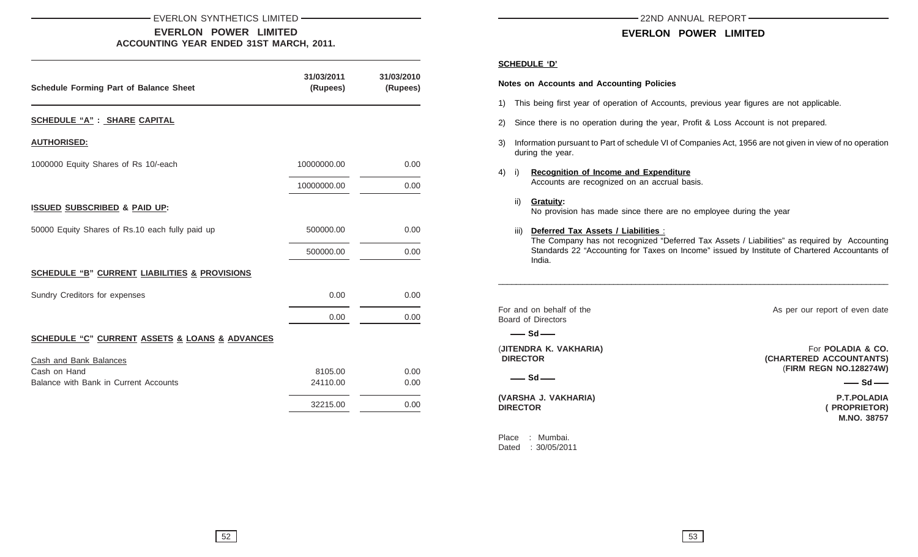## EVERLON POWER LIMITED

### ACCOUNTING YEAR ENDED 31ST MARCH, 2011.

| Schedule Forming Part of Balance Sheet | 31/03/2011 (Rupees) | 31/03/2010 (Rupees) |
|---|---|---|
| **SCHEDULE "A" : SHARE CAPITAL** | | |
| **AUTHORISED:** | | |
| 1000000 Equity Shares of Rs 10/-each | 10000000.00 | 0.00 |
| | 10000000.00 | 0.00 |
| **ISSUED SUBSCRIBED & PAID UP:** | | |
| 50000 Equity Shares of Rs.10 each fully paid up | 500000.00 | 0.00 |
| | 500000.00 | 0.00 |
| **SCHEDULE "B" CURRENT LIABILITIES & PROVISIONS** | | |
| Sundry Creditors for expenses | 0.00 | 0.00 |
| | 0.00 | 0.00 |
| **SCHEDULE "C" CURRENT ASSETS & LOANS & ADVANCES** | | |
| Cash and Bank Balances | | |
| Cash on Hand | 8105.00 | 0.00 |
| Balance with Bank in Current Accounts | 24110.00 | 0.00 |
| | 32215.00 | 0.00 |

## EVERLON POWER LIMITED

### SCHEDULE 'D'

**Notes on Accounts and Accounting Policies**

1) This being first year of operation of Accounts, previous year figures are not applicable.

2) Since there is no operation during the year, Profit & Loss Account is not prepared.

3) Information pursuant to Part of schedule VI of Companies Act, 1956 are not given in view of no operation during the year.

4) i) **Recognition of Income and Expenditure**
Accounts are recognized on an accrual basis.

ii) **Gratuity:**
No provision has made since there are no employee during the year

iii) **Deferred Tax Assets / Liabilities** :
The Company has not recognized "Deferred Tax Assets / Liabilities" as required by Accounting Standards 22 "Accounting for Taxes on Income" issued by Institute of Chartered Accountants of India.

For and on behalf of the Board of Directors

— Sd —

**(JITENDRA K. VAKHARIA)**
**DIRECTOR**

— Sd —

**(VARSHA J. VAKHARIA)**
**DIRECTOR**

As per our report of even date

For **POLADIA & CO.**
**(CHARTERED ACCOUNTANTS)**
(**FIRM REGN NO.128274W)**

— Sd —

**P.T.POLADIA**
**( PROPRIETOR)**
**M.NO. 38757**

Place : Mumbai.
Dated : 30/05/2011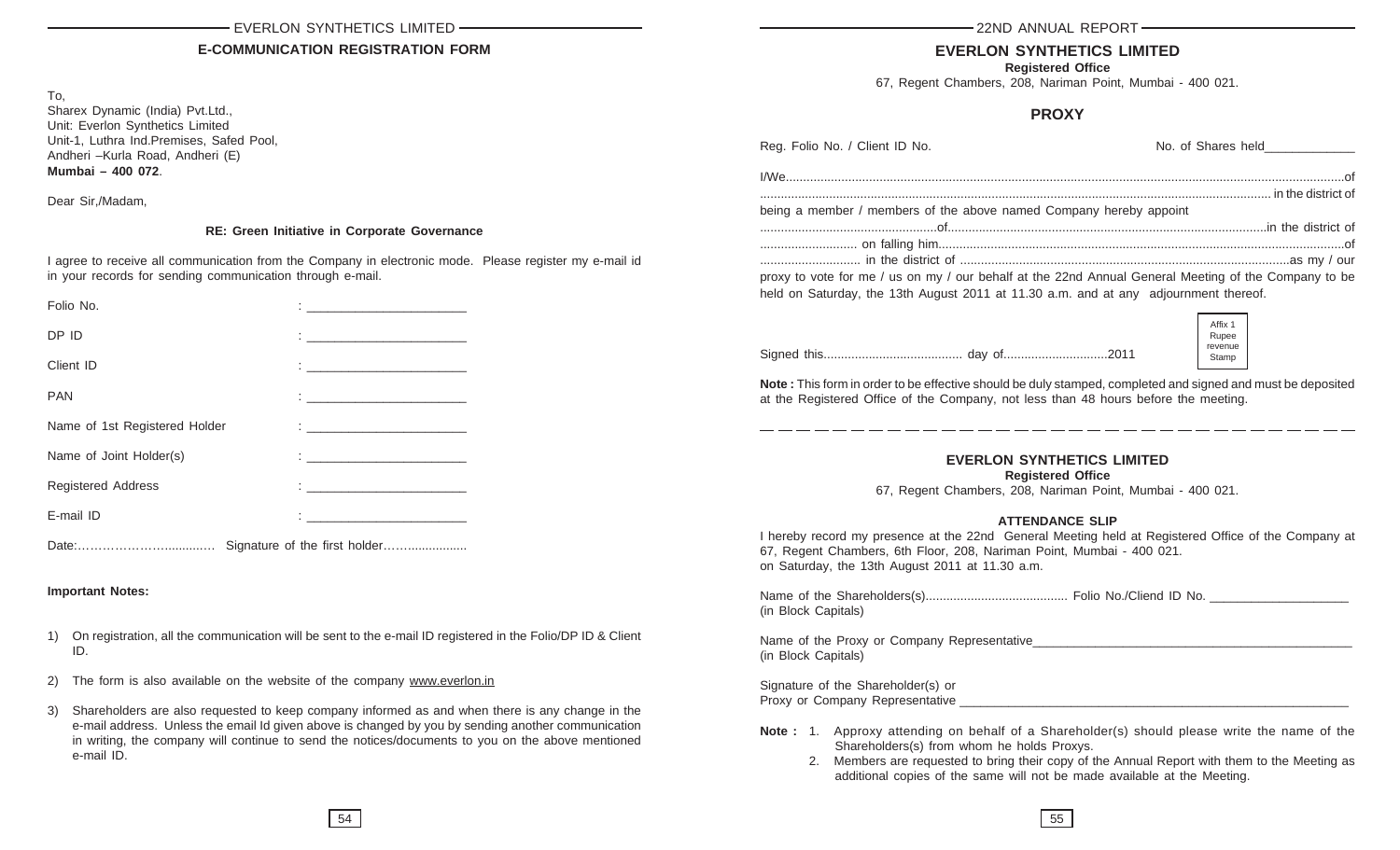## E-COMMUNICATION REGISTRATION FORM

To,
Sharex Dynamic (India) Pvt.Ltd.,
Unit: Everlon Synthetics Limited
Unit-1, Luthra Ind.Premises, Safed Pool,
Andheri –Kurla Road, Andheri (E)
**Mumbai – 400 072**.

Dear Sir,/Madam,

**RE: Green Initiative in Corporate Governance**

I agree to receive all communication from the Company in electronic mode. Please register my e-mail id in your records for sending communication through e-mail.

Folio No. : ______________________

DP ID : ______________________

Client ID : ______________________

PAN : ______________________

Name of 1st Registered Holder : ______________________

Name of Joint Holder(s) : ______________________

Registered Address : ______________________

E-mail ID : ______________________

Date:……………………........…. Signature of the first holder……................

**Important Notes:**

1) On registration, all the communication will be sent to the e-mail ID registered in the Folio/DP ID & Client ID.
2) The form is also available on the website of the company www.everlon.in
3) Shareholders are also requested to keep company informed as and when there is any change in the e-mail address. Unless the email Id given above is changed by you by sending another communication in writing, the company will continue to send the notices/documents to you on the above mentioned e-mail ID.

## EVERLON SYNTHETICS LIMITED

**Registered Office**

67, Regent Chambers, 208, Nariman Point, Mumbai - 400 021.

### PROXY

Reg. Folio No. / Client ID No. No. of Shares held_____________

I/We...............................................................................................................................................of
.................................................................................................................................... in the district of
being a member / members of the above named Company hereby appoint
...................................................of..............................................................................in the district of
........................... on falling him...................................................................................................of
............................ in the district of ...............................................................................as my / our
proxy to vote for me / us on my / our behalf at the 22nd Annual General Meeting of the Company to be held on Saturday, the 13th August 2011 at 11.30 a.m. and at any adjournment thereof.

Signed this....................................... day of.............................2011

Affix 1 Rupee revenue Stamp

**Note :** This form in order to be effective should be duly stamped, completed and signed and must be deposited at the Registered Office of the Company, not less than 48 hours before the meeting.

---

## EVERLON SYNTHETICS LIMITED

**Registered Office**

67, Regent Chambers, 208, Nariman Point, Mumbai - 400 021.

### ATTENDANCE SLIP

I hereby record my presence at the 22nd General Meeting held at Registered Office of the Company at 67, Regent Chambers, 6th Floor, 208, Nariman Point, Mumbai - 400 021.
on Saturday, the 13th August 2011 at 11.30 a.m.

Name of the Shareholders(s)........................................ Folio No./Cliend ID No. ____________________
(in Block Capitals)

Name of the Proxy or Company Representative_______________________________________________
(in Block Capitals)

Signature of the Shareholder(s) or
Proxy or Company Representative ________________________________________________________

**Note :**
1. Approxy attending on behalf of a Shareholder(s) should please write the name of the Shareholders(s) from whom he holds Proxys.
2. Members are requested to bring their copy of the Annual Report with them to the Meeting as additional copies of the same will not be made available at the Meeting.